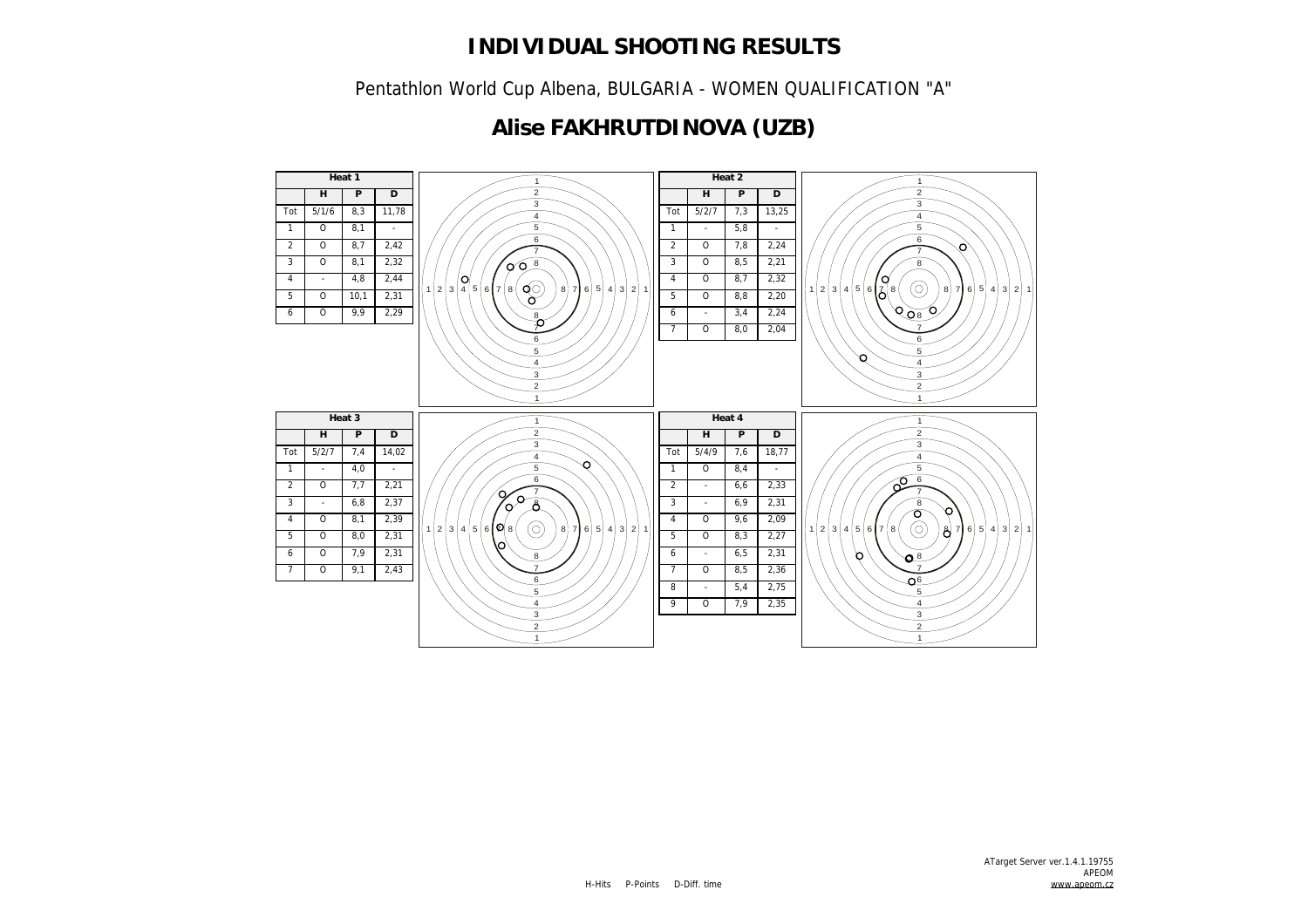# INDIVIDUAL SHOOTING RESULTS

Pentathlon World Cup Albena, BULGARIA - WOMEN QUALIFICATION "A"

## Alise FAKHRUTDINOVA (UZB)

**Heat 1**

| | H | P | D |
|---|---|---|---|
| Tot | 5/1/6 | 8,3 | 11,78 |
| 1 | O | 8,1 | - |
| 2 | O | 8,7 | 2,42 |
| 3 | O | 8,1 | 2,32 |
| 4 | - | 4,8 | 2,44 |
| 5 | O | 10,1 | 2,31 |
| 6 | O | 9,9 | 2,29 |

**Heat 2**

| | H | P | D |
|---|---|---|---|
| Tot | 5/2/7 | 7,3 | 13,25 |
| 1 | - | 5,8 | - |
| 2 | O | 7,8 | 2,24 |
| 3 | O | 8,5 | 2,21 |
| 4 | O | 8,7 | 2,32 |
| 5 | O | 8,8 | 2,20 |
| 6 | - | 3,4 | 2,24 |
| 7 | O | 8,0 | 2,04 |

**Heat 3**

| | H | P | D |
|---|---|---|---|
| Tot | 5/2/7 | 7,4 | 14,02 |
| 1 | - | 4,0 | - |
| 2 | O | 7,7 | 2,21 |
| 3 | - | 6,8 | 2,37 |
| 4 | O | 8,1 | 2,39 |
| 5 | O | 8,0 | 2,31 |
| 6 | O | 7,9 | 2,31 |
| 7 | O | 9,1 | 2,43 |

**Heat 4**

| | H | P | D |
|---|---|---|---|
| Tot | 5/4/9 | 7,6 | 18,77 |
| 1 | O | 8,4 | - |
| 2 | - | 6,6 | 2,33 |
| 3 | - | 6,9 | 2,31 |
| 4 | O | 9,6 | 2,09 |
| 5 | O | 8,3 | 2,27 |
| 6 | - | 6,5 | 2,31 |
| 7 | O | 8,5 | 2,36 |
| 8 | - | 5,4 | 2,75 |
| 9 | O | 7,9 | 2,35 |

H-Hits P-Points D-Diff. time

ATarget Server ver.1.4.1.19755
APEOM
www.apeom.cz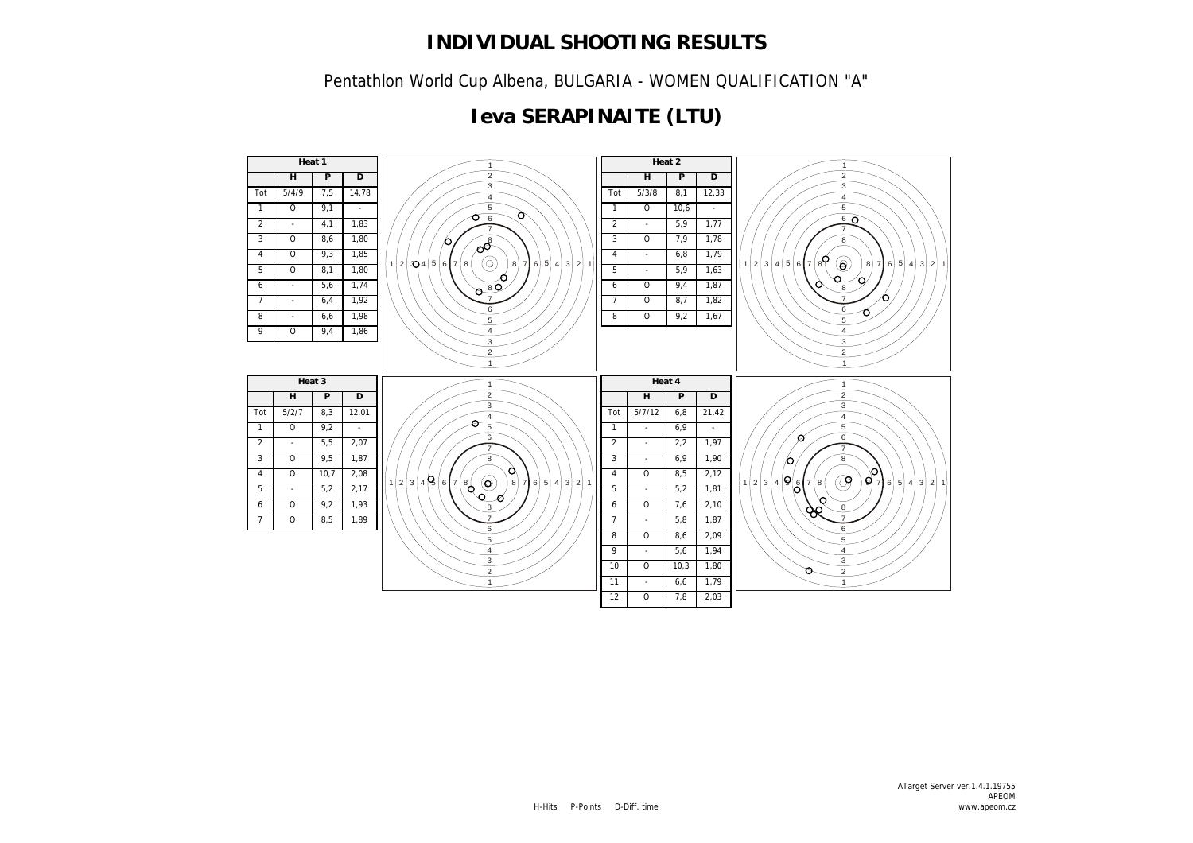# INDIVIDUAL SHOOTING RESULTS

Pentathlon World Cup Albena, BULGARIA - WOMEN QUALIFICATION "A"

## Ieva SERAPINAITE (LTU)

| Heat 1 | | | |
|---|---|---|---|
| | H | P | D |
| Tot | 5/4/9 | 7,5 | 14,78 |
| 1 | O | 9,1 | - |
| 2 | - | 4,1 | 1,83 |
| 3 | O | 8,6 | 1,80 |
| 4 | O | 9,3 | 1,85 |
| 5 | O | 8,1 | 1,80 |
| 6 | - | 5,6 | 1,74 |
| 7 | - | 6,4 | 1,92 |
| 8 | - | 6,6 | 1,98 |
| 9 | O | 9,4 | 1,86 |

| Heat 2 | | | |
|---|---|---|---|
| | H | P | D |
| Tot | 5/3/8 | 8,1 | 12,33 |
| 1 | O | 10,6 | - |
| 2 | - | 5,9 | 1,77 |
| 3 | O | 7,9 | 1,78 |
| 4 | - | 6,8 | 1,79 |
| 5 | - | 5,9 | 1,63 |
| 6 | O | 9,4 | 1,87 |
| 7 | O | 8,7 | 1,82 |
| 8 | O | 9,2 | 1,67 |

| Heat 3 | | | |
|---|---|---|---|
| | H | P | D |
| Tot | 5/2/7 | 8,3 | 12,01 |
| 1 | O | 9,2 | - |
| 2 | - | 5,5 | 2,07 |
| 3 | O | 9,5 | 1,87 |
| 4 | O | 10,7 | 2,08 |
| 5 | - | 5,2 | 2,17 |
| 6 | O | 9,2 | 1,93 |
| 7 | O | 8,5 | 1,89 |

| Heat 4 | | | |
|---|---|---|---|
| | H | P | D |
| Tot | 5/7/12 | 6,8 | 21,42 |
| 1 | - | 6,9 | - |
| 2 | - | 2,2 | 1,97 |
| 3 | - | 6,9 | 1,90 |
| 4 | O | 8,5 | 2,12 |
| 5 | - | 5,2 | 1,81 |
| 6 | O | 7,6 | 2,10 |
| 7 | - | 5,8 | 1,87 |
| 8 | O | 8,6 | 2,09 |
| 9 | - | 5,6 | 1,94 |
| 10 | O | 10,3 | 1,80 |
| 11 | - | 6,6 | 1,79 |
| 12 | O | 7,8 | 2,03 |

H-Hits P-Points D-Diff. time

ATarget Server ver.1.4.1.19755
APEOM
www.apeom.cz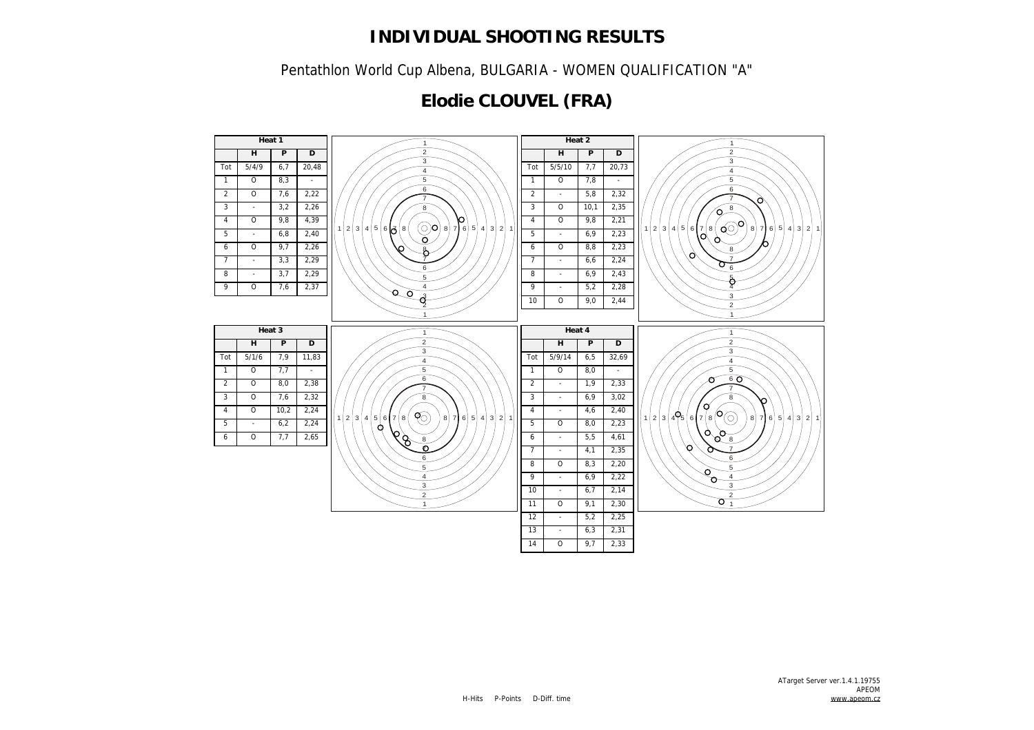# INDIVIDUAL SHOOTING RESULTS

Pentathlon World Cup Albena, BULGARIA - WOMEN QUALIFICATION "A"

## Elodie CLOUVEL (FRA)

**Heat 1**

| | H | P | D |
|---|---|---|---|
| Tot | 5/4/9 | 6,7 | 20,48 |
| 1 | O | 8,3 | - |
| 2 | O | 7,6 | 2,22 |
| 3 | - | 3,2 | 2,26 |
| 4 | O | 9,8 | 4,39 |
| 5 | - | 6,8 | 2,40 |
| 6 | O | 9,7 | 2,26 |
| 7 | - | 3,3 | 2,29 |
| 8 | - | 3,7 | 2,29 |
| 9 | O | 7,6 | 2,37 |

**Heat 2**

| | H | P | D |
|---|---|---|---|
| Tot | 5/5/10 | 7,7 | 20,73 |
| 1 | O | 7,8 | - |
| 2 | - | 5,8 | 2,32 |
| 3 | O | 10,1 | 2,35 |
| 4 | O | 9,8 | 2,21 |
| 5 | - | 6,9 | 2,23 |
| 6 | O | 8,8 | 2,23 |
| 7 | - | 6,6 | 2,24 |
| 8 | - | 6,9 | 2,43 |
| 9 | - | 5,2 | 2,28 |
| 10 | O | 9,0 | 2,44 |

**Heat 3**

| | H | P | D |
|---|---|---|---|
| Tot | 5/1/6 | 7,9 | 11,83 |
| 1 | O | 7,7 | - |
| 2 | O | 8,0 | 2,38 |
| 3 | O | 7,6 | 2,32 |
| 4 | O | 10,2 | 2,24 |
| 5 | - | 6,2 | 2,24 |
| 6 | O | 7,7 | 2,65 |

**Heat 4**

| | H | P | D |
|---|---|---|---|
| Tot | 5/9/14 | 6,5 | 32,69 |
| 1 | O | 8,0 | - |
| 2 | - | 1,9 | 2,33 |
| 3 | - | 6,9 | 3,02 |
| 4 | - | 4,6 | 2,40 |
| 5 | O | 8,0 | 2,23 |
| 6 | - | 5,5 | 4,61 |
| 7 | - | 4,1 | 2,35 |
| 8 | O | 8,3 | 2,20 |
| 9 | - | 6,9 | 2,22 |
| 10 | - | 6,7 | 2,14 |
| 11 | O | 9,1 | 2,30 |
| 12 | - | 5,2 | 2,25 |
| 13 | - | 6,3 | 2,31 |
| 14 | O | 9,7 | 2,33 |

H-Hits P-Points D-Diff. time

ATarget Server ver.1.4.1.19755
APEOM
www.apeom.cz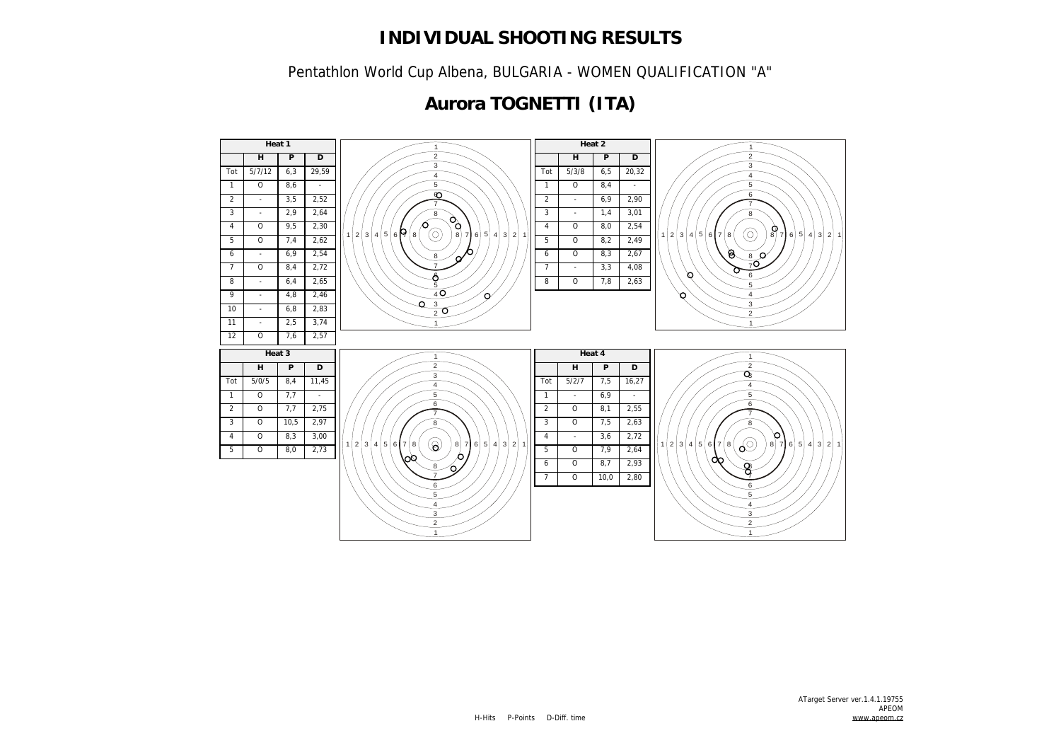# INDIVIDUAL SHOOTING RESULTS

Pentathlon World Cup Albena, BULGARIA - WOMEN QUALIFICATION "A"

## Aurora TOGNETTI (ITA)

| Heat 1 | | | |
|---|---|---|---|
| | H | P | D |
| Tot | 5/7/12 | 6,3 | 29,59 |
| 1 | O | 8,6 | - |
| 2 | - | 3,5 | 2,52 |
| 3 | - | 2,9 | 2,64 |
| 4 | O | 9,5 | 2,30 |
| 5 | O | 7,4 | 2,62 |
| 6 | - | 6,9 | 2,54 |
| 7 | O | 8,4 | 2,72 |
| 8 | - | 6,4 | 2,65 |
| 9 | - | 4,8 | 2,46 |
| 10 | - | 6,8 | 2,83 |
| 11 | - | 2,5 | 3,74 |
| 12 | O | 7,6 | 2,57 |

| Heat 2 | | | |
|---|---|---|---|
| | H | P | D |
| Tot | 5/3/8 | 6,5 | 20,32 |
| 1 | O | 8,4 | - |
| 2 | - | 6,9 | 2,90 |
| 3 | - | 1,4 | 3,01 |
| 4 | O | 8,0 | 2,54 |
| 5 | O | 8,2 | 2,49 |
| 6 | O | 8,3 | 2,67 |
| 7 | - | 3,3 | 4,08 |
| 8 | O | 7,8 | 2,63 |

| Heat 3 | | | |
|---|---|---|---|
| | H | P | D |
| Tot | 5/0/5 | 8,4 | 11,45 |
| 1 | O | 7,7 | - |
| 2 | O | 7,7 | 2,75 |
| 3 | O | 10,5 | 2,97 |
| 4 | O | 8,3 | 3,00 |
| 5 | O | 8,0 | 2,73 |

| Heat 4 | | | |
|---|---|---|---|
| | H | P | D |
| Tot | 5/2/7 | 7,5 | 16,27 |
| 1 | - | 6,9 | - |
| 2 | O | 8,1 | 2,55 |
| 3 | O | 7,5 | 2,63 |
| 4 | - | 3,6 | 2,72 |
| 5 | O | 7,9 | 2,64 |
| 6 | O | 8,7 | 2,93 |
| 7 | O | 10,0 | 2,80 |

H-Hits P-Points D-Diff. time

ATarget Server ver.1.4.1.19755
APEOM
www.apeom.cz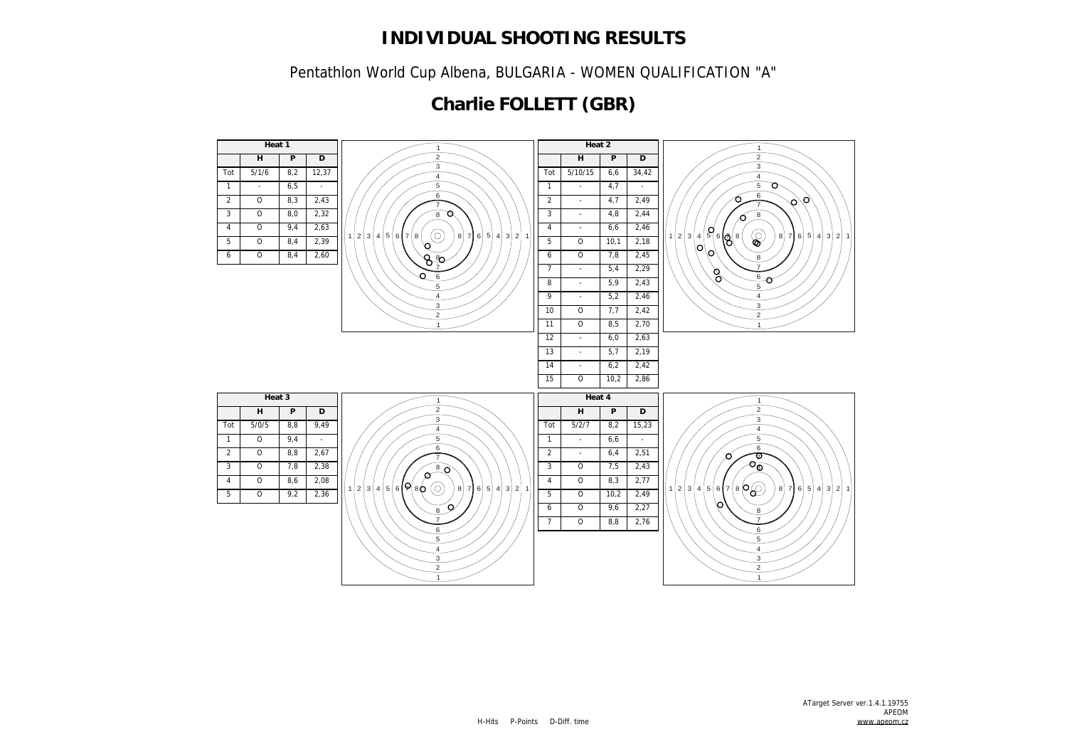# INDIVIDUAL SHOOTING RESULTS

Pentathlon World Cup Albena, BULGARIA - WOMEN QUALIFICATION "A"

## Charlie FOLLETT (GBR)

**Heat 1**

| | H | P | D |
|---|---|---|---|
| Tot | 5/1/6 | 8,2 | 12,37 |
| 1 | - | 6,5 | - |
| 2 | O | 8,3 | 2,43 |
| 3 | O | 8,0 | 2,32 |
| 4 | O | 9,4 | 2,63 |
| 5 | O | 8,4 | 2,39 |
| 6 | O | 8,4 | 2,60 |

**Heat 2**

| | H | P | D |
|---|---|---|---|
| Tot | 5/10/15 | 6,6 | 34,42 |
| 1 | - | 4,7 | - |
| 2 | - | 4,7 | 2,49 |
| 3 | - | 4,8 | 2,44 |
| 4 | - | 6,6 | 2,46 |
| 5 | O | 10,1 | 2,18 |
| 6 | O | 7,8 | 2,45 |
| 7 | - | 5,4 | 2,29 |
| 8 | - | 5,9 | 2,43 |
| 9 | - | 5,2 | 2,46 |
| 10 | O | 7,7 | 2,42 |
| 11 | O | 8,5 | 2,70 |
| 12 | - | 6,0 | 2,63 |
| 13 | - | 5,7 | 2,19 |
| 14 | - | 6,2 | 2,42 |
| 15 | O | 10,2 | 2,86 |

**Heat 3**

| | H | P | D |
|---|---|---|---|
| Tot | 5/0/5 | 8,8 | 9,49 |
| 1 | O | 9,4 | - |
| 2 | O | 8,8 | 2,67 |
| 3 | O | 7,8 | 2,38 |
| 4 | O | 8,6 | 2,08 |
| 5 | O | 9,2 | 2,36 |

**Heat 4**

| | H | P | D |
|---|---|---|---|
| Tot | 5/2/7 | 8,2 | 15,23 |
| 1 | - | 6,6 | - |
| 2 | - | 6,4 | 2,51 |
| 3 | O | 7,5 | 2,43 |
| 4 | O | 8,3 | 2,77 |
| 5 | O | 10,2 | 2,49 |
| 6 | O | 9,6 | 2,27 |
| 7 | O | 8,8 | 2,76 |

H-Hits P-Points D-Diff. time

ATarget Server ver.1.4.1.19755
APEOM
www.apeom.cz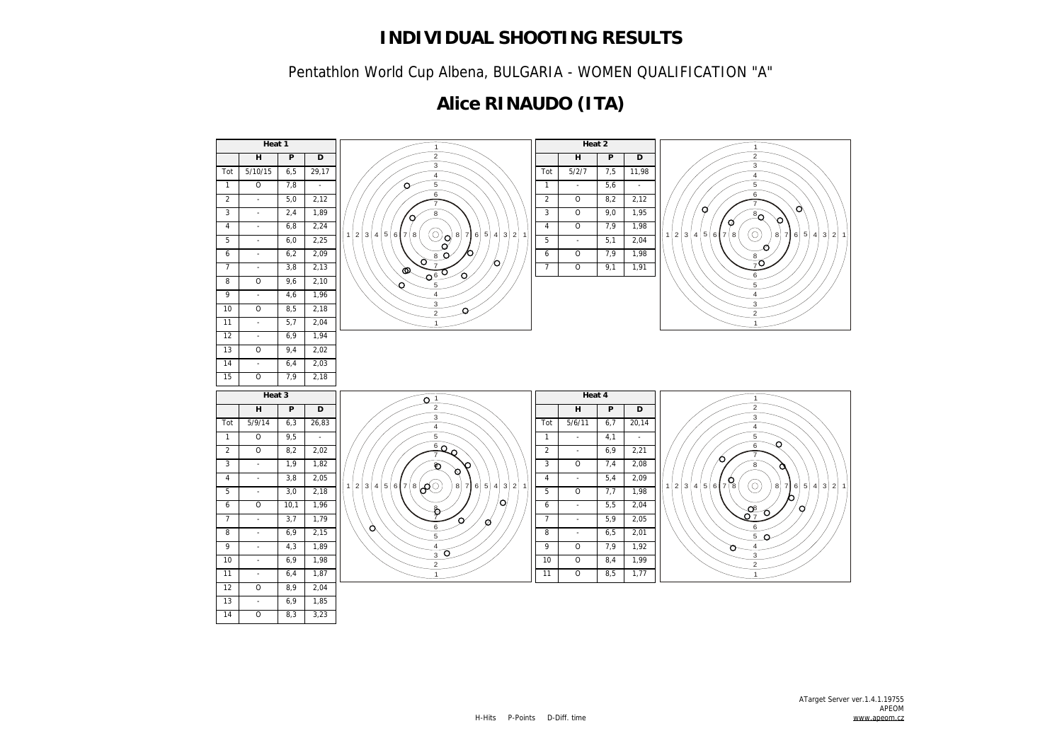# INDIVIDUAL SHOOTING RESULTS

Pentathlon World Cup Albena, BULGARIA - WOMEN QUALIFICATION "A"

## Alice RINAUDO (ITA)

| Heat 1 | | | |
|---|---|---|---|
| | H | P | D |
| Tot | 5/10/15 | 6,5 | 29,17 |
| 1 | O | 7,8 | - |
| 2 | - | 5,0 | 2,12 |
| 3 | - | 2,4 | 1,89 |
| 4 | - | 6,8 | 2,24 |
| 5 | - | 6,0 | 2,25 |
| 6 | - | 6,2 | 2,09 |
| 7 | - | 3,8 | 2,13 |
| 8 | O | 9,6 | 2,10 |
| 9 | - | 4,6 | 1,96 |
| 10 | O | 8,5 | 2,18 |
| 11 | - | 5,7 | 2,04 |
| 12 | - | 6,9 | 1,94 |
| 13 | O | 9,4 | 2,02 |
| 14 | - | 6,4 | 2,03 |
| 15 | O | 7,9 | 2,18 |

| Heat 2 | | | |
|---|---|---|---|
| | H | P | D |
| Tot | 5/2/7 | 7,5 | 11,98 |
| 1 | - | 5,6 | - |
| 2 | O | 8,2 | 2,12 |
| 3 | O | 9,0 | 1,95 |
| 4 | O | 7,9 | 1,98 |
| 5 | - | 5,1 | 2,04 |
| 6 | O | 7,9 | 1,98 |
| 7 | O | 9,1 | 1,91 |

| Heat 3 | | | |
|---|---|---|---|
| | H | P | D |
| Tot | 5/9/14 | 6,3 | 26,83 |
| 1 | O | 9,5 | - |
| 2 | O | 8,2 | 2,02 |
| 3 | - | 1,9 | 1,82 |
| 4 | - | 3,8 | 2,05 |
| 5 | - | 3,0 | 2,18 |
| 6 | O | 10,1 | 1,96 |
| 7 | - | 3,7 | 1,79 |
| 8 | - | 6,9 | 2,15 |
| 9 | - | 4,3 | 1,89 |
| 10 | - | 6,9 | 1,98 |
| 11 | - | 6,4 | 1,87 |
| 12 | O | 8,9 | 2,04 |
| 13 | - | 6,9 | 1,85 |
| 14 | O | 8,3 | 3,23 |

| Heat 4 | | | |
|---|---|---|---|
| | H | P | D |
| Tot | 5/6/11 | 6,7 | 20,14 |
| 1 | - | 4,1 | - |
| 2 | - | 6,9 | 2,21 |
| 3 | O | 7,4 | 2,08 |
| 4 | - | 5,4 | 2,09 |
| 5 | O | 7,7 | 1,98 |
| 6 | - | 5,5 | 2,04 |
| 7 | - | 5,9 | 2,05 |
| 8 | - | 6,5 | 2,01 |
| 9 | O | 7,9 | 1,92 |
| 10 | O | 8,4 | 1,99 |
| 11 | O | 8,5 | 1,77 |

H-Hits P-Points D-Diff. time

ATarget Server ver.1.4.1.19755
APEOM
www.apeom.cz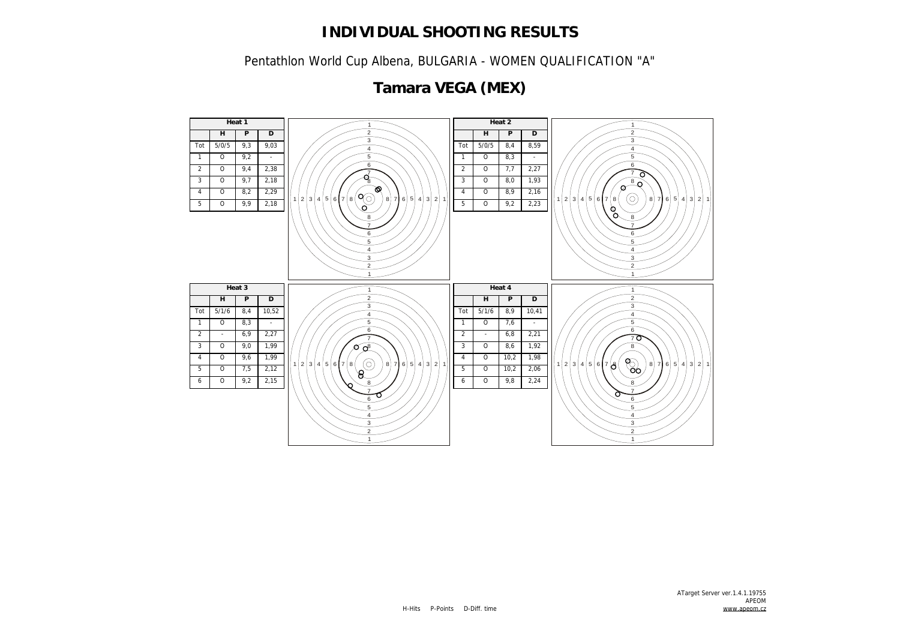# INDIVIDUAL SHOOTING RESULTS

Pentathlon World Cup Albena, BULGARIA - WOMEN QUALIFICATION "A"

## Tamara VEGA (MEX)

| Heat 1 | | | |
|---|---|---|---|
| | H | P | D |
| Tot | 5/0/5 | 9,3 | 9,03 |
| 1 | O | 9,2 | - |
| 2 | O | 9,4 | 2,38 |
| 3 | O | 9,7 | 2,18 |
| 4 | O | 8,2 | 2,29 |
| 5 | O | 9,9 | 2,18 |

| Heat 2 | | | |
|---|---|---|---|
| | H | P | D |
| Tot | 5/0/5 | 8,4 | 8,59 |
| 1 | O | 8,3 | - |
| 2 | O | 7,7 | 2,27 |
| 3 | O | 8,0 | 1,93 |
| 4 | O | 8,9 | 2,16 |
| 5 | O | 9,2 | 2,23 |

| Heat 3 | | | |
|---|---|---|---|
| | H | P | D |
| Tot | 5/1/6 | 8,4 | 10,52 |
| 1 | O | 8,3 | - |
| 2 | - | 6,9 | 2,27 |
| 3 | O | 9,0 | 1,99 |
| 4 | O | 9,6 | 1,99 |
| 5 | O | 7,5 | 2,12 |
| 6 | O | 9,2 | 2,15 |

| Heat 4 | | | |
|---|---|---|---|
| | H | P | D |
| Tot | 5/1/6 | 8,9 | 10,41 |
| 1 | O | 7,6 | - |
| 2 | - | 6,8 | 2,21 |
| 3 | O | 8,6 | 1,92 |
| 4 | O | 10,2 | 1,98 |
| 5 | O | 10,2 | 2,06 |
| 6 | O | 9,8 | 2,24 |

H-Hits P-Points D-Diff. time

ATarget Server ver.1.4.1.19755
APEOM
www.apeom.cz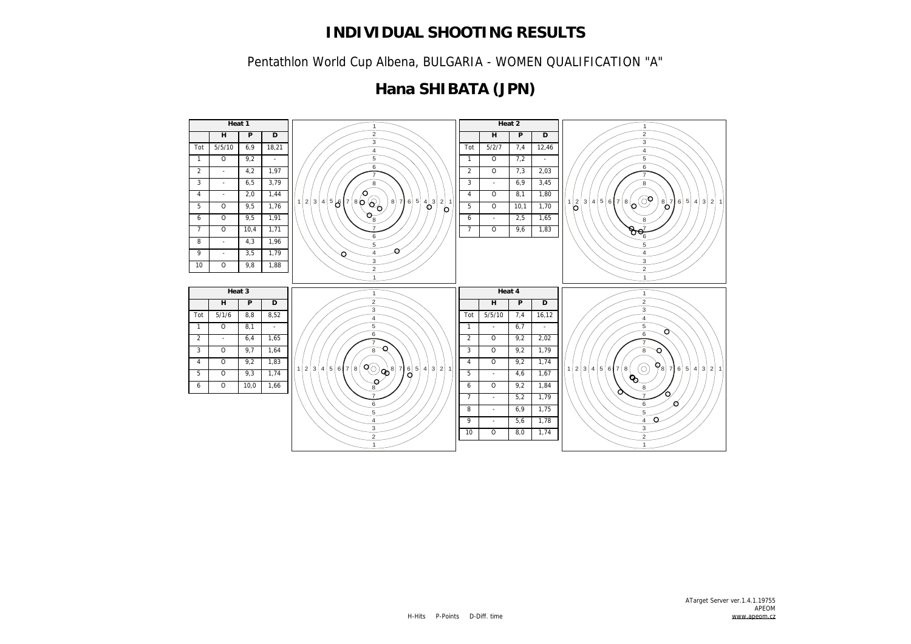# INDIVIDUAL SHOOTING RESULTS

Pentathlon World Cup Albena, BULGARIA - WOMEN QUALIFICATION "A"

## Hana SHIBATA (JPN)

**Heat 1**

| | H | P | D |
|---|---|---|---|
| Tot | 5/5/10 | 6,9 | 18,21 |
| 1 | O | 9,2 | - |
| 2 | - | 4,2 | 1,97 |
| 3 | - | 6,5 | 3,79 |
| 4 | - | 2,0 | 1,44 |
| 5 | O | 9,5 | 1,76 |
| 6 | O | 9,5 | 1,91 |
| 7 | O | 10,4 | 1,71 |
| 8 | - | 4,3 | 1,96 |
| 9 | - | 3,5 | 1,79 |
| 10 | O | 9,8 | 1,88 |

**Heat 2**

| | H | P | D |
|---|---|---|---|
| Tot | 5/2/7 | 7,4 | 12,46 |
| 1 | O | 7,2 | - |
| 2 | O | 7,3 | 2,03 |
| 3 | - | 6,9 | 3,45 |
| 4 | O | 8,1 | 1,80 |
| 5 | O | 10,1 | 1,70 |
| 6 | - | 2,5 | 1,65 |
| 7 | O | 9,6 | 1,83 |

**Heat 3**

| | H | P | D |
|---|---|---|---|
| Tot | 5/1/6 | 8,8 | 8,52 |
| 1 | O | 8,1 | - |
| 2 | - | 6,4 | 1,65 |
| 3 | O | 9,7 | 1,64 |
| 4 | O | 9,2 | 1,83 |
| 5 | O | 9,3 | 1,74 |
| 6 | O | 10,0 | 1,66 |

**Heat 4**

| | H | P | D |
|---|---|---|---|
| Tot | 5/5/10 | 7,4 | 16,12 |
| 1 | - | 6,7 | - |
| 2 | O | 9,2 | 2,02 |
| 3 | O | 9,2 | 1,79 |
| 4 | O | 9,2 | 1,74 |
| 5 | - | 4,6 | 1,67 |
| 6 | O | 9,2 | 1,84 |
| 7 | - | 5,2 | 1,79 |
| 8 | - | 6,9 | 1,75 |
| 9 | - | 5,6 | 1,78 |
| 10 | O | 8,0 | 1,74 |

H-Hits P-Points D-Diff. time

ATarget Server ver.1.4.1.19755
APEOM
www.apeom.cz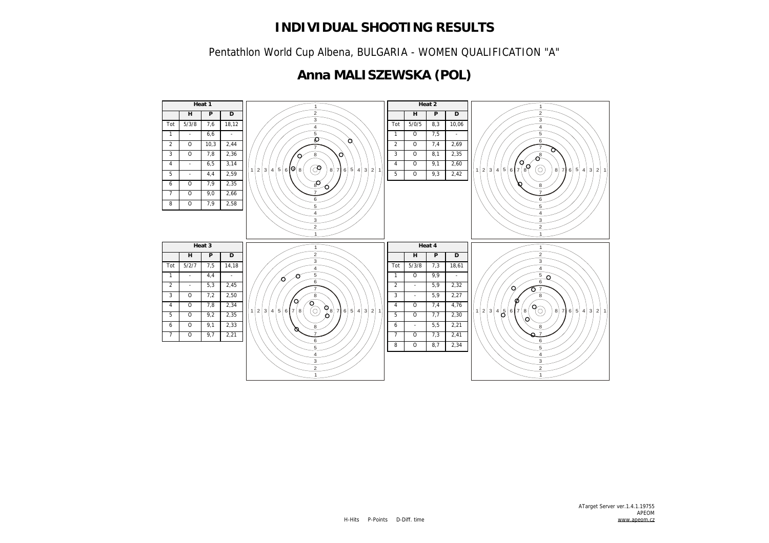# INDIVIDUAL SHOOTING RESULTS

Pentathlon World Cup Albena, BULGARIA - WOMEN QUALIFICATION "A"

## Anna MALISZEWSKA (POL)

| Heat 1 | | | |
|---|---|---|---|
| | H | P | D |
| Tot | 5/3/8 | 7,6 | 18,12 |
| 1 | - | 6,6 | - |
| 2 | O | 10,3 | 2,44 |
| 3 | O | 7,8 | 2,36 |
| 4 | - | 6,5 | 3,14 |
| 5 | - | 4,4 | 2,59 |
| 6 | O | 7,9 | 2,35 |
| 7 | O | 9,0 | 2,66 |
| 8 | O | 7,9 | 2,58 |

| Heat 2 | | | |
|---|---|---|---|
| | H | P | D |
| Tot | 5/0/5 | 8,3 | 10,06 |
| 1 | O | 7,5 | - |
| 2 | O | 7,4 | 2,69 |
| 3 | O | 8,1 | 2,35 |
| 4 | O | 9,1 | 2,60 |
| 5 | O | 9,3 | 2,42 |

| Heat 3 | | | |
|---|---|---|---|
| | H | P | D |
| Tot | 5/2/7 | 7,5 | 14,18 |
| 1 | - | 4,4 | - |
| 2 | - | 5,3 | 2,45 |
| 3 | O | 7,2 | 2,50 |
| 4 | O | 7,8 | 2,34 |
| 5 | O | 9,2 | 2,35 |
| 6 | O | 9,1 | 2,33 |
| 7 | O | 9,7 | 2,21 |

| Heat 4 | | | |
|---|---|---|---|
| | H | P | D |
| Tot | 5/3/8 | 7,3 | 18,61 |
| 1 | O | 9,9 | - |
| 2 | - | 5,9 | 2,32 |
| 3 | - | 5,9 | 2,27 |
| 4 | O | 7,4 | 4,76 |
| 5 | O | 7,7 | 2,30 |
| 6 | - | 5,5 | 2,21 |
| 7 | O | 7,3 | 2,41 |
| 8 | O | 8,7 | 2,34 |

H-Hits P-Points D-Diff. time

ATarget Server ver.1.4.1.19755
APEOM
www.apeom.cz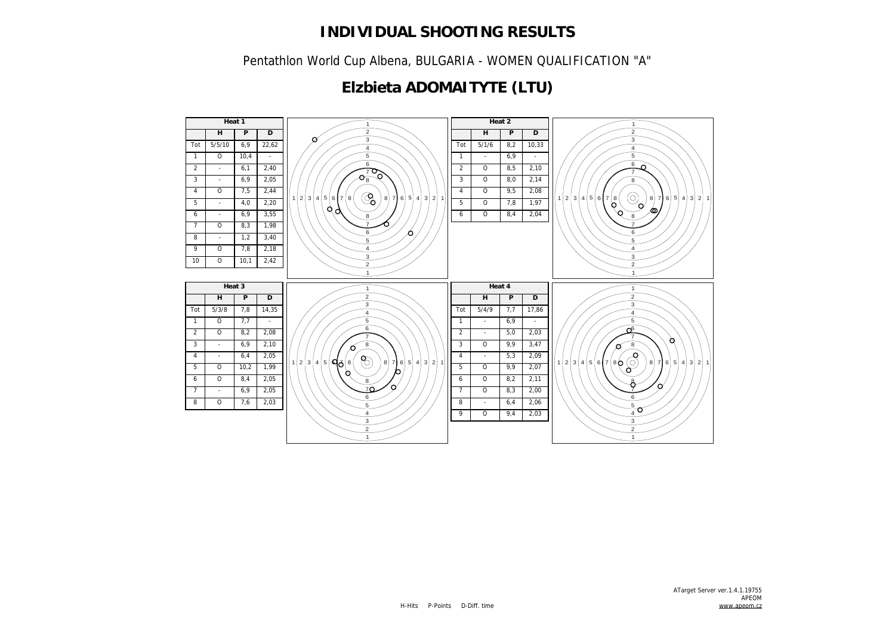# INDIVIDUAL SHOOTING RESULTS

Pentathlon World Cup Albena, BULGARIA - WOMEN QUALIFICATION "A"

## Elzbieta ADOMAITYTE (LTU)

| Heat 1 | | | |
|---|---|---|---|
| | H | P | D |
| Tot | 5/5/10 | 6,9 | 22,62 |
| 1 | O | 10,4 | - |
| 2 | - | 6,1 | 2,40 |
| 3 | - | 6,9 | 2,05 |
| 4 | O | 7,5 | 2,44 |
| 5 | - | 4,0 | 2,20 |
| 6 | - | 6,9 | 3,55 |
| 7 | O | 8,3 | 1,98 |
| 8 | - | 1,2 | 3,40 |
| 9 | O | 7,8 | 2,18 |
| 10 | O | 10,1 | 2,42 |

| Heat 2 | | | |
|---|---|---|---|
| | H | P | D |
| Tot | 5/1/6 | 8,2 | 10,33 |
| 1 | - | 6,9 | - |
| 2 | O | 8,5 | 2,10 |
| 3 | O | 8,0 | 2,14 |
| 4 | O | 9,5 | 2,08 |
| 5 | O | 7,8 | 1,97 |
| 6 | O | 8,4 | 2,04 |

| Heat 3 | | | |
|---|---|---|---|
| | H | P | D |
| Tot | 5/3/8 | 7,8 | 14,35 |
| 1 | O | 7,7 | - |
| 2 | O | 8,2 | 2,08 |
| 3 | - | 6,9 | 2,10 |
| 4 | - | 6,4 | 2,05 |
| 5 | O | 10,2 | 1,99 |
| 6 | O | 8,4 | 2,05 |
| 7 | - | 6,9 | 2,05 |
| 8 | O | 7,6 | 2,03 |

| Heat 4 | | | |
|---|---|---|---|
| | H | P | D |
| Tot | 5/4/9 | 7,7 | 17,86 |
| 1 | - | 6,9 | - |
| 2 | - | 5,0 | 2,03 |
| 3 | O | 9,9 | 3,47 |
| 4 | - | 5,3 | 2,09 |
| 5 | O | 9,9 | 2,07 |
| 6 | O | 8,2 | 2,11 |
| 7 | O | 8,3 | 2,00 |
| 8 | - | 6,4 | 2,06 |
| 9 | O | 9,4 | 2,03 |

H-Hits P-Points D-Diff. time

ATarget Server ver.1.4.1.19755
APEOM
www.apeom.cz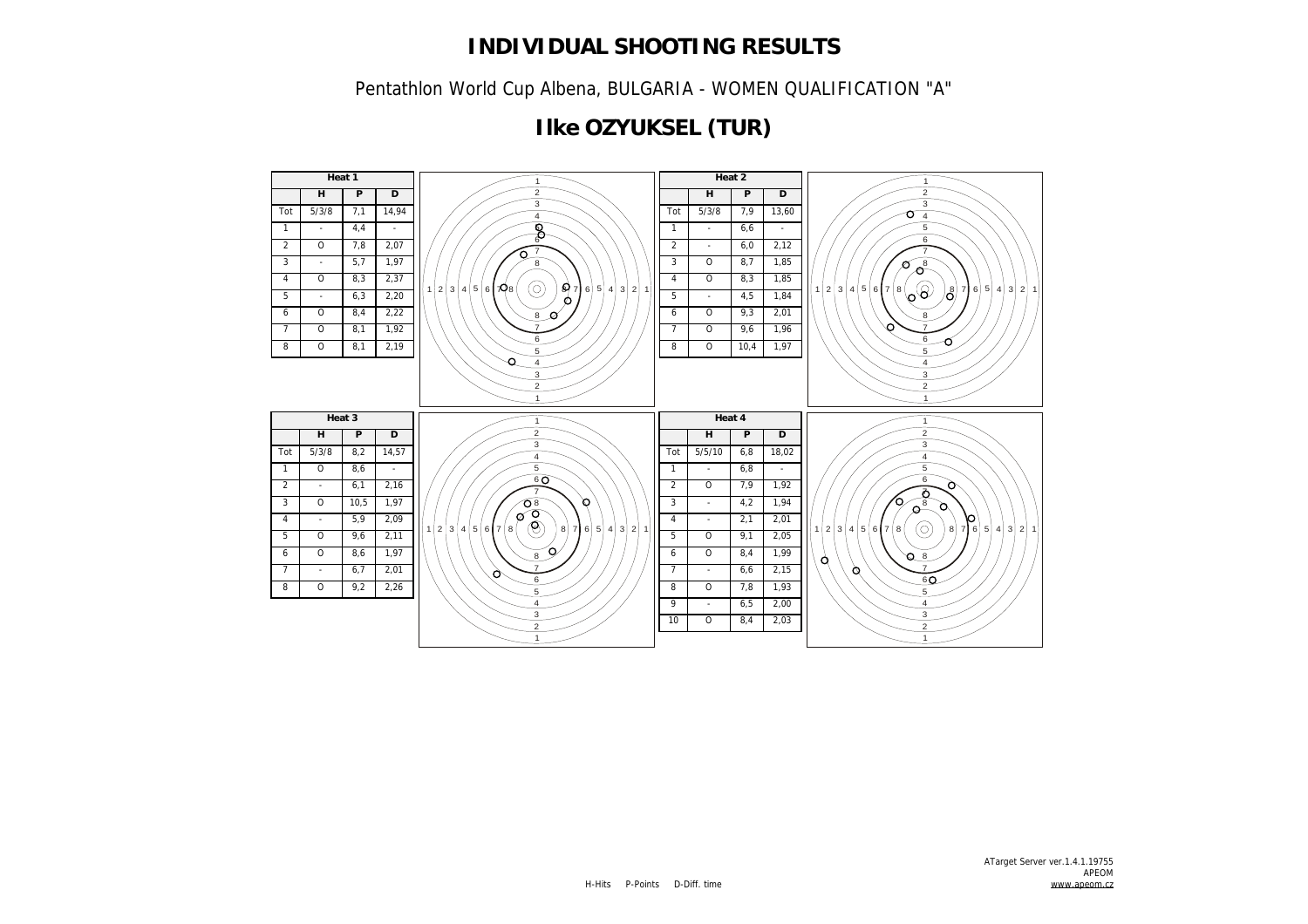# INDIVIDUAL SHOOTING RESULTS

Pentathlon World Cup Albena, BULGARIA - WOMEN QUALIFICATION "A"

## Ilke OZYUKSEL (TUR)

**Heat 1**

| | H | P | D |
|---|---|---|---|
| Tot | 5/3/8 | 7,1 | 14,94 |
| 1 | - | 4,4 | - |
| 2 | O | 7,8 | 2,07 |
| 3 | - | 5,7 | 1,97 |
| 4 | O | 8,3 | 2,37 |
| 5 | - | 6,3 | 2,20 |
| 6 | O | 8,4 | 2,22 |
| 7 | O | 8,1 | 1,92 |
| 8 | O | 8,1 | 2,19 |

**Heat 2**

| | H | P | D |
|---|---|---|---|
| Tot | 5/3/8 | 7,9 | 13,60 |
| 1 | - | 6,6 | - |
| 2 | - | 6,0 | 2,12 |
| 3 | O | 8,7 | 1,85 |
| 4 | O | 8,3 | 1,85 |
| 5 | - | 4,5 | 1,84 |
| 6 | O | 9,3 | 2,01 |
| 7 | O | 9,6 | 1,96 |
| 8 | O | 10,4 | 1,97 |

**Heat 3**

| | H | P | D |
|---|---|---|---|
| Tot | 5/3/8 | 8,2 | 14,57 |
| 1 | O | 8,6 | - |
| 2 | - | 6,1 | 2,16 |
| 3 | O | 10,5 | 1,97 |
| 4 | - | 5,9 | 2,09 |
| 5 | O | 9,6 | 2,11 |
| 6 | O | 8,6 | 1,97 |
| 7 | - | 6,7 | 2,01 |
| 8 | O | 9,2 | 2,26 |

**Heat 4**

| | H | P | D |
|---|---|---|---|
| Tot | 5/5/10 | 6,8 | 18,02 |
| 1 | - | 6,8 | - |
| 2 | O | 7,9 | 1,92 |
| 3 | - | 4,2 | 1,94 |
| 4 | - | 2,1 | 2,01 |
| 5 | O | 9,1 | 2,05 |
| 6 | O | 8,4 | 1,99 |
| 7 | - | 6,6 | 2,15 |
| 8 | O | 7,8 | 1,93 |
| 9 | - | 6,5 | 2,00 |
| 10 | O | 8,4 | 2,03 |

H-Hits P-Points D-Diff. time

ATarget Server ver.1.4.1.19755
APEOM
www.apeom.cz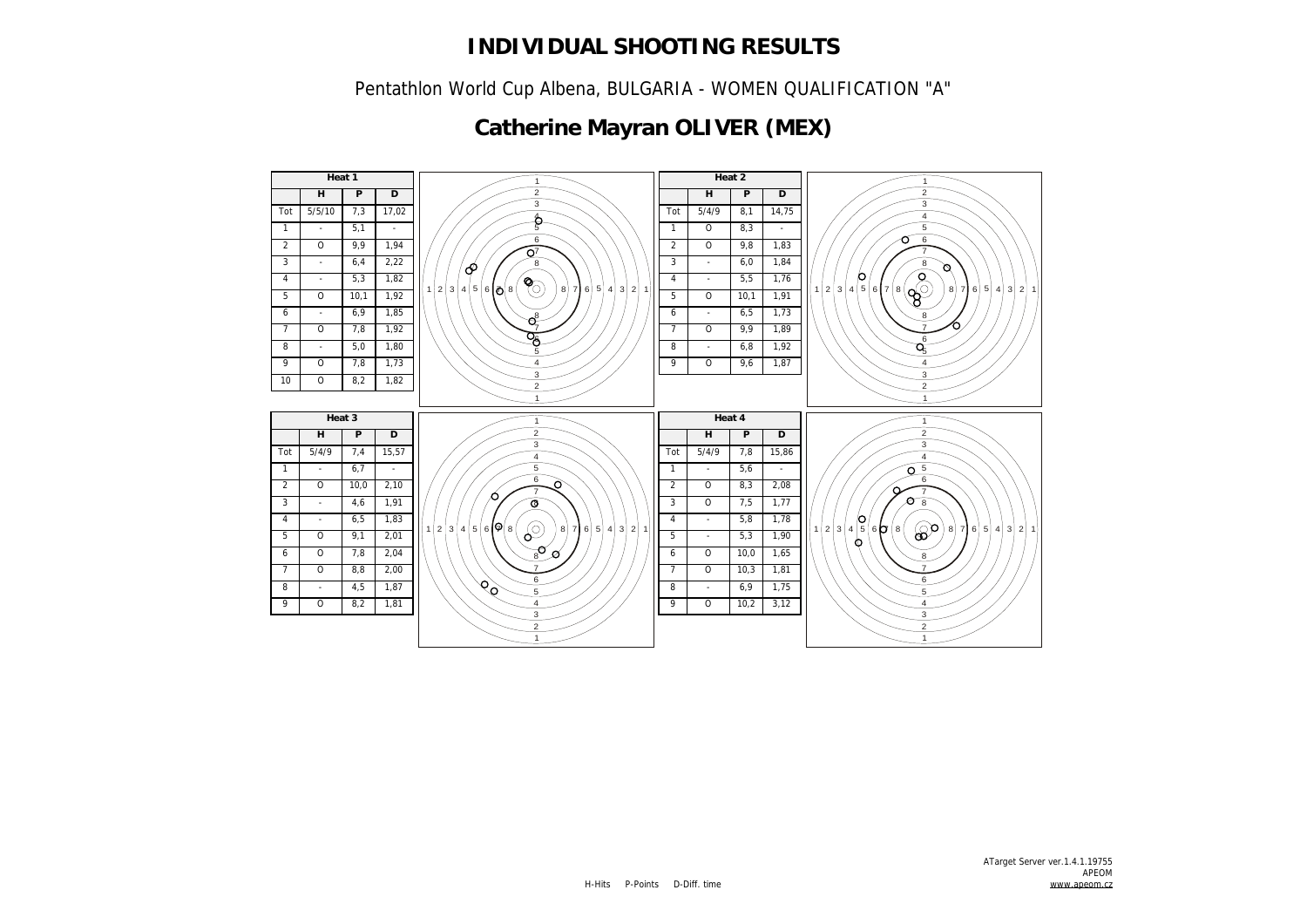# INDIVIDUAL SHOOTING RESULTS

Pentathlon World Cup Albena, BULGARIA - WOMEN QUALIFICATION "A"

## Catherine Mayran OLIVER (MEX)

| Heat 1 | | | |
|---|---|---|---|
| | H | P | D |
| Tot | 5/5/10 | 7,3 | 17,02 |
| 1 | - | 5,1 | - |
| 2 | O | 9,9 | 1,94 |
| 3 | - | 6,4 | 2,22 |
| 4 | - | 5,3 | 1,82 |
| 5 | O | 10,1 | 1,92 |
| 6 | - | 6,9 | 1,85 |
| 7 | O | 7,8 | 1,92 |
| 8 | - | 5,0 | 1,80 |
| 9 | O | 7,8 | 1,73 |
| 10 | O | 8,2 | 1,82 |

| Heat 2 | | | |
|---|---|---|---|
| | H | P | D |
| Tot | 5/4/9 | 8,1 | 14,75 |
| 1 | O | 8,3 | - |
| 2 | O | 9,8 | 1,83 |
| 3 | - | 6,0 | 1,84 |
| 4 | - | 5,5 | 1,76 |
| 5 | O | 10,1 | 1,91 |
| 6 | - | 6,5 | 1,73 |
| 7 | O | 9,9 | 1,89 |
| 8 | - | 6,8 | 1,92 |
| 9 | O | 9,6 | 1,87 |

| Heat 3 | | | |
|---|---|---|---|
| | H | P | D |
| Tot | 5/4/9 | 7,4 | 15,57 |
| 1 | - | 6,7 | - |
| 2 | O | 10,0 | 2,10 |
| 3 | - | 4,6 | 1,91 |
| 4 | - | 6,5 | 1,83 |
| 5 | O | 9,1 | 2,01 |
| 6 | O | 7,8 | 2,04 |
| 7 | O | 8,8 | 2,00 |
| 8 | - | 4,5 | 1,87 |
| 9 | O | 8,2 | 1,81 |

| Heat 4 | | | |
|---|---|---|---|
| | H | P | D |
| Tot | 5/4/9 | 7,8 | 15,86 |
| 1 | - | 5,6 | - |
| 2 | O | 8,3 | 2,08 |
| 3 | O | 7,5 | 1,77 |
| 4 | - | 5,8 | 1,78 |
| 5 | - | 5,3 | 1,90 |
| 6 | O | 10,0 | 1,65 |
| 7 | O | 10,3 | 1,81 |
| 8 | - | 6,9 | 1,75 |
| 9 | O | 10,2 | 3,12 |

H-Hits P-Points D-Diff. time

ATarget Server ver.1.4.1.19755
APEOM
www.apeom.cz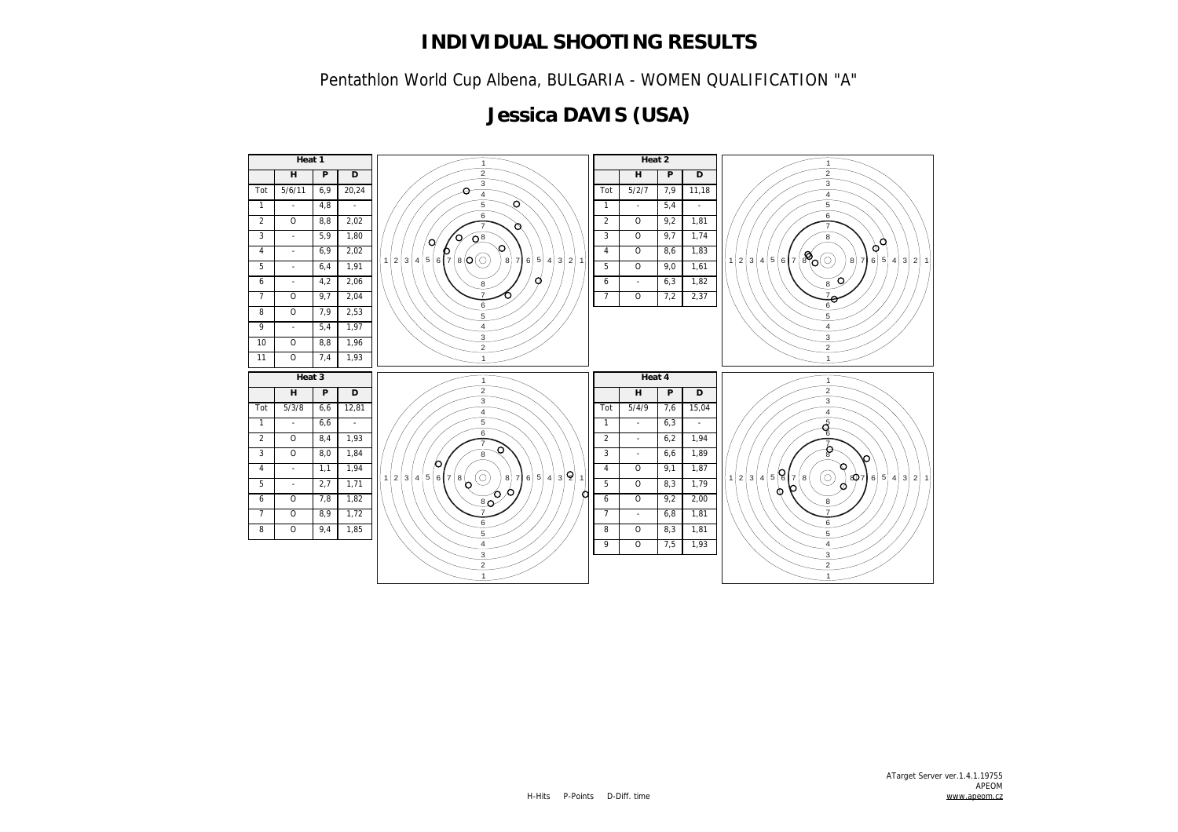# INDIVIDUAL SHOOTING RESULTS

Pentathlon World Cup Albena, BULGARIA - WOMEN QUALIFICATION "A"

## Jessica DAVIS (USA)

**Heat 1**

| | H | P | D |
|---|---|---|---|
| Tot | 5/6/11 | 6,9 | 20,24 |
| 1 | - | 4,8 | - |
| 2 | O | 8,8 | 2,02 |
| 3 | - | 5,9 | 1,80 |
| 4 | - | 6,9 | 2,02 |
| 5 | - | 6,4 | 1,91 |
| 6 | - | 4,2 | 2,06 |
| 7 | O | 9,7 | 2,04 |
| 8 | O | 7,9 | 2,53 |
| 9 | - | 5,4 | 1,97 |
| 10 | O | 8,8 | 1,96 |
| 11 | O | 7,4 | 1,93 |

**Heat 2**

| | H | P | D |
|---|---|---|---|
| Tot | 5/2/7 | 7,9 | 11,18 |
| 1 | - | 5,4 | - |
| 2 | O | 9,2 | 1,81 |
| 3 | O | 9,7 | 1,74 |
| 4 | O | 8,6 | 1,83 |
| 5 | O | 9,0 | 1,61 |
| 6 | - | 6,3 | 1,82 |
| 7 | O | 7,2 | 2,37 |

**Heat 3**

| | H | P | D |
|---|---|---|---|
| Tot | 5/3/8 | 6,6 | 12,81 |
| 1 | - | 6,6 | - |
| 2 | O | 8,4 | 1,93 |
| 3 | O | 8,0 | 1,84 |
| 4 | - | 1,1 | 1,94 |
| 5 | - | 2,7 | 1,71 |
| 6 | O | 7,8 | 1,82 |
| 7 | O | 8,9 | 1,72 |
| 8 | O | 9,4 | 1,85 |

**Heat 4**

| | H | P | D |
|---|---|---|---|
| Tot | 5/4/9 | 7,6 | 15,04 |
| 1 | - | 6,3 | - |
| 2 | - | 6,2 | 1,94 |
| 3 | - | 6,6 | 1,89 |
| 4 | O | 9,1 | 1,87 |
| 5 | O | 8,3 | 1,79 |
| 6 | O | 9,2 | 2,00 |
| 7 | - | 6,8 | 1,81 |
| 8 | O | 8,3 | 1,81 |
| 9 | O | 7,5 | 1,93 |

H-Hits P-Points D-Diff. time

ATarget Server ver.1.4.1.19755
APEOM
www.apeom.cz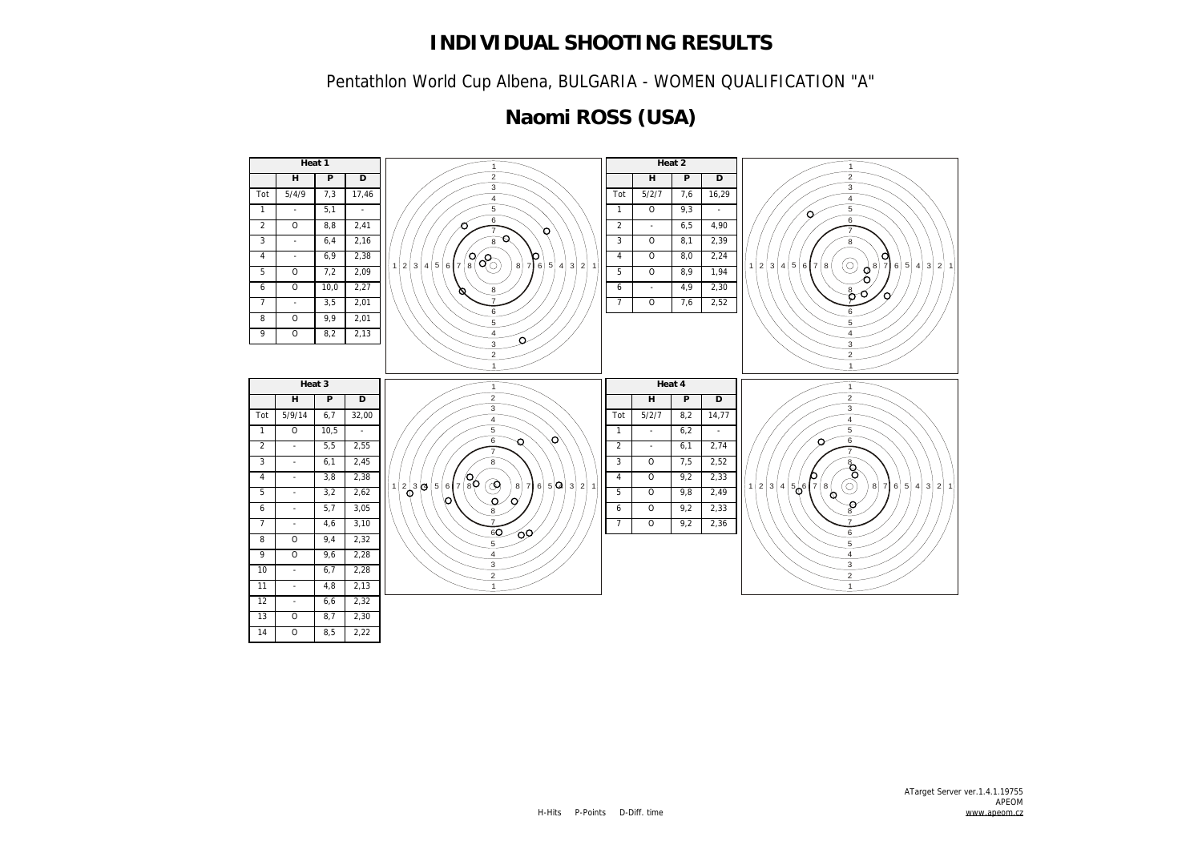# INDIVIDUAL SHOOTING RESULTS

Pentathlon World Cup Albena, BULGARIA - WOMEN QUALIFICATION "A"

## Naomi ROSS (USA)

**Heat 1**

| | H | P | D |
|---|---|---|---|
| Tot | 5/4/9 | 7,3 | 17,46 |
| 1 | - | 5,1 | - |
| 2 | O | 8,8 | 2,41 |
| 3 | - | 6,4 | 2,16 |
| 4 | - | 6,9 | 2,38 |
| 5 | O | 7,2 | 2,09 |
| 6 | O | 10,0 | 2,27 |
| 7 | - | 3,5 | 2,01 |
| 8 | O | 9,9 | 2,01 |
| 9 | O | 8,2 | 2,13 |

**Heat 2**

| | H | P | D |
|---|---|---|---|
| Tot | 5/2/7 | 7,6 | 16,29 |
| 1 | O | 9,3 | - |
| 2 | - | 6,5 | 4,90 |
| 3 | O | 8,1 | 2,39 |
| 4 | O | 8,0 | 2,24 |
| 5 | O | 8,9 | 1,94 |
| 6 | - | 4,9 | 2,30 |
| 7 | O | 7,6 | 2,52 |

**Heat 3**

| | H | P | D |
|---|---|---|---|
| Tot | 5/9/14 | 6,7 | 32,00 |
| 1 | O | 10,5 | - |
| 2 | - | 5,5 | 2,55 |
| 3 | - | 6,1 | 2,45 |
| 4 | - | 3,8 | 2,38 |
| 5 | - | 3,2 | 2,62 |
| 6 | - | 5,7 | 3,05 |
| 7 | - | 4,6 | 3,10 |
| 8 | O | 9,4 | 2,32 |
| 9 | O | 9,6 | 2,28 |
| 10 | - | 6,7 | 2,28 |
| 11 | - | 4,8 | 2,13 |
| 12 | - | 6,6 | 2,32 |
| 13 | O | 8,7 | 2,30 |
| 14 | O | 8,5 | 2,22 |

**Heat 4**

| | H | P | D |
|---|---|---|---|
| Tot | 5/2/7 | 8,2 | 14,77 |
| 1 | - | 6,2 | - |
| 2 | - | 6,1 | 2,74 |
| 3 | O | 7,5 | 2,52 |
| 4 | O | 9,2 | 2,33 |
| 5 | O | 9,8 | 2,49 |
| 6 | O | 9,2 | 2,33 |
| 7 | O | 9,2 | 2,36 |

H-Hits P-Points D-Diff. time

ATarget Server ver.1.4.1.19755
APEOM
www.apeom.cz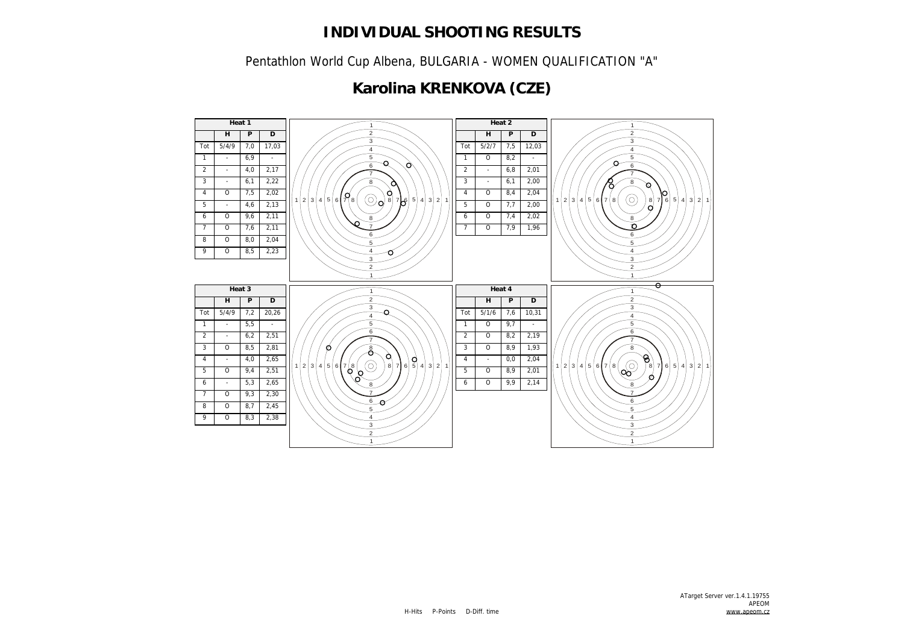# INDIVIDUAL SHOOTING RESULTS

Pentathlon World Cup Albena, BULGARIA - WOMEN QUALIFICATION "A"

## Karolina KRENKOVA (CZE)

| Heat 1 | | | |
|---|---|---|---|
| | H | P | D |
| Tot | 5/4/9 | 7,0 | 17,03 |
| 1 | - | 6,9 | - |
| 2 | - | 4,0 | 2,17 |
| 3 | - | 6,1 | 2,22 |
| 4 | O | 7,5 | 2,02 |
| 5 | - | 4,6 | 2,13 |
| 6 | O | 9,6 | 2,11 |
| 7 | O | 7,6 | 2,11 |
| 8 | O | 8,0 | 2,04 |
| 9 | O | 8,5 | 2,23 |

| Heat 2 | | | |
|---|---|---|---|
| | H | P | D |
| Tot | 5/2/7 | 7,5 | 12,03 |
| 1 | O | 8,2 | - |
| 2 | - | 6,8 | 2,01 |
| 3 | - | 6,1 | 2,00 |
| 4 | O | 8,4 | 2,04 |
| 5 | O | 7,7 | 2,00 |
| 6 | O | 7,4 | 2,02 |
| 7 | O | 7,9 | 1,96 |

| Heat 3 | | | |
|---|---|---|---|
| | H | P | D |
| Tot | 5/4/9 | 7,2 | 20,26 |
| 1 | - | 5,5 | - |
| 2 | - | 6,2 | 2,51 |
| 3 | O | 8,5 | 2,81 |
| 4 | - | 4,0 | 2,65 |
| 5 | O | 9,4 | 2,51 |
| 6 | - | 5,3 | 2,65 |
| 7 | O | 9,3 | 2,30 |
| 8 | O | 8,7 | 2,45 |
| 9 | O | 8,3 | 2,38 |

| Heat 4 | | | |
|---|---|---|---|
| | H | P | D |
| Tot | 5/1/6 | 7,6 | 10,31 |
| 1 | O | 9,7 | - |
| 2 | O | 8,2 | 2,19 |
| 3 | O | 8,9 | 1,93 |
| 4 | - | 0,0 | 2,04 |
| 5 | O | 8,9 | 2,01 |
| 6 | O | 9,9 | 2,14 |

H-Hits P-Points D-Diff. time

ATarget Server ver.1.4.1.19755
APEOM
www.apeom.cz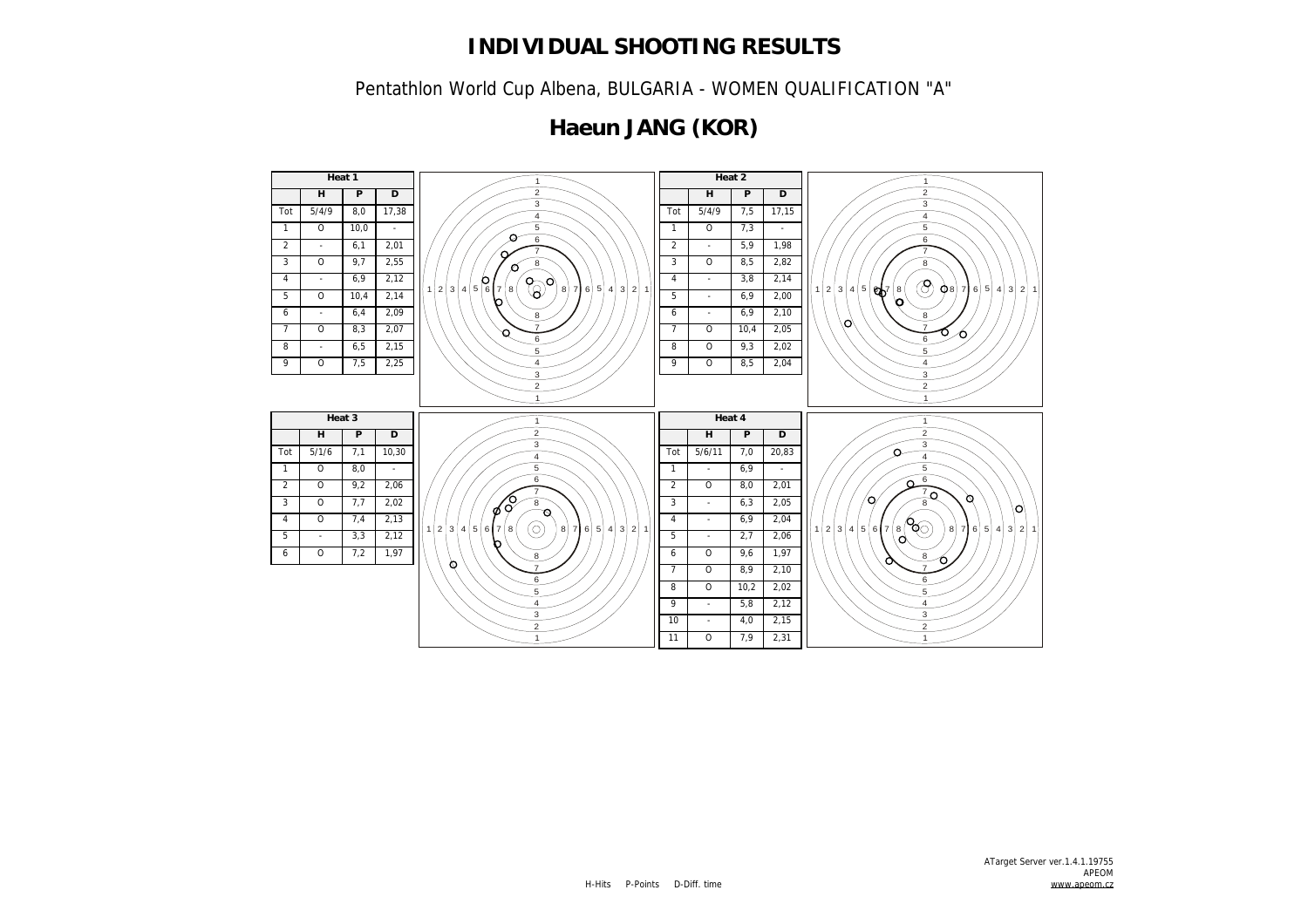# INDIVIDUAL SHOOTING RESULTS

Pentathlon World Cup Albena, BULGARIA - WOMEN QUALIFICATION "A"

## Haeun JANG (KOR)

**Heat 1**

| | H | P | D |
|---|---|---|---|
| Tot | 5/4/9 | 8,0 | 17,38 |
| 1 | O | 10,0 | - |
| 2 | - | 6,1 | 2,01 |
| 3 | O | 9,7 | 2,55 |
| 4 | - | 6,9 | 2,12 |
| 5 | O | 10,4 | 2,14 |
| 6 | - | 6,4 | 2,09 |
| 7 | O | 8,3 | 2,07 |
| 8 | - | 6,5 | 2,15 |
| 9 | O | 7,5 | 2,25 |

**Heat 2**

| | H | P | D |
|---|---|---|---|
| Tot | 5/4/9 | 7,5 | 17,15 |
| 1 | O | 7,3 | - |
| 2 | - | 5,9 | 1,98 |
| 3 | O | 8,5 | 2,82 |
| 4 | - | 3,8 | 2,14 |
| 5 | - | 6,9 | 2,00 |
| 6 | - | 6,9 | 2,10 |
| 7 | O | 10,4 | 2,05 |
| 8 | O | 9,3 | 2,02 |
| 9 | O | 8,5 | 2,04 |

**Heat 3**

| | H | P | D |
|---|---|---|---|
| Tot | 5/1/6 | 7,1 | 10,30 |
| 1 | O | 8,0 | - |
| 2 | O | 9,2 | 2,06 |
| 3 | O | 7,7 | 2,02 |
| 4 | O | 7,4 | 2,13 |
| 5 | - | 3,3 | 2,12 |
| 6 | O | 7,2 | 1,97 |

**Heat 4**

| | H | P | D |
|---|---|---|---|
| Tot | 5/6/11 | 7,0 | 20,83 |
| 1 | - | 6,9 | - |
| 2 | O | 8,0 | 2,01 |
| 3 | - | 6,3 | 2,05 |
| 4 | - | 6,9 | 2,04 |
| 5 | - | 2,7 | 2,06 |
| 6 | O | 9,6 | 1,97 |
| 7 | O | 8,9 | 2,10 |
| 8 | O | 10,2 | 2,02 |
| 9 | - | 5,8 | 2,12 |
| 10 | - | 4,0 | 2,15 |
| 11 | O | 7,9 | 2,31 |

H-Hits P-Points D-Diff. time

ATarget Server ver.1.4.1.19755
APEOM
www.apeom.cz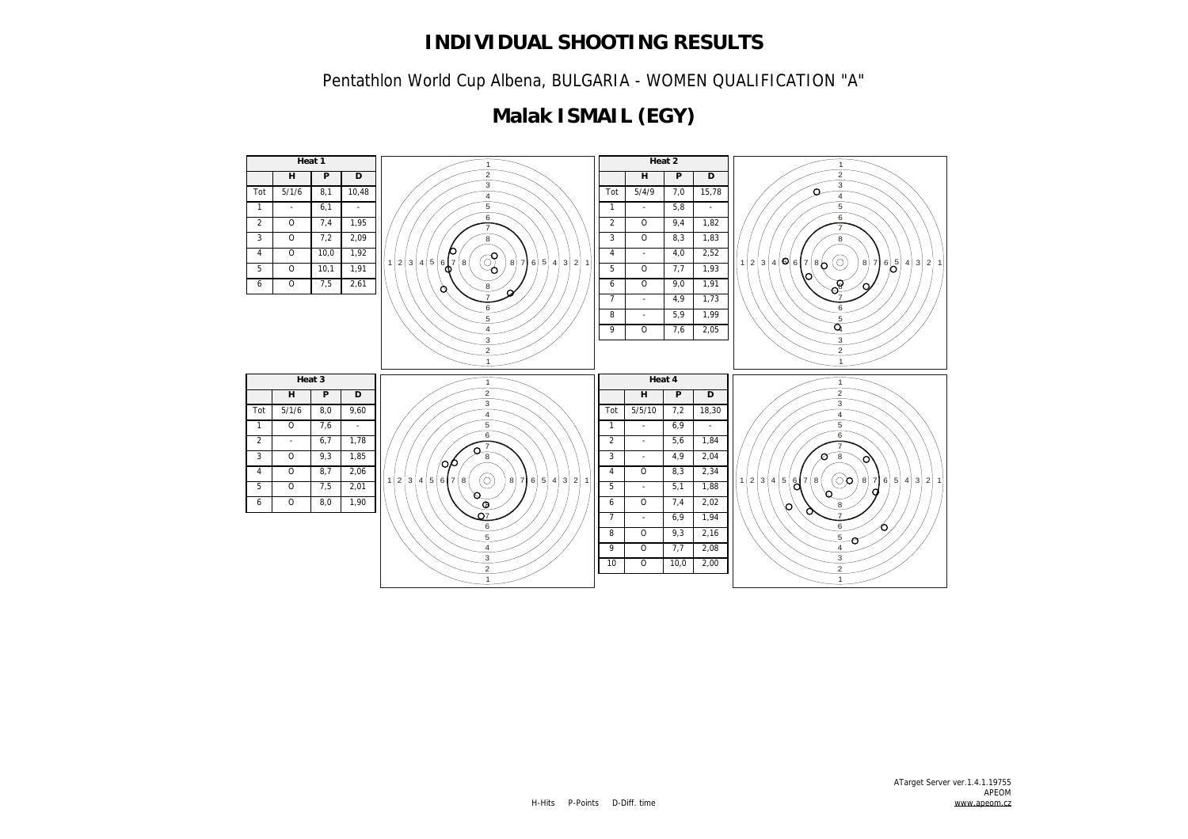# INDIVIDUAL SHOOTING RESULTS

Pentathlon World Cup Albena, BULGARIA - WOMEN QUALIFICATION "A"

## Malak ISMAIL (EGY)

| Heat 1 | | | |
|---|---|---|---|
| | H | P | D |
| Tot | 5/1/6 | 8,1 | 10,48 |
| 1 | - | 6,1 | - |
| 2 | O | 7,4 | 1,95 |
| 3 | O | 7,2 | 2,09 |
| 4 | O | 10,0 | 1,92 |
| 5 | O | 10,1 | 1,91 |
| 6 | O | 7,5 | 2,61 |

| Heat 2 | | | |
|---|---|---|---|
| | H | P | D |
| Tot | 5/4/9 | 7,0 | 15,78 |
| 1 | - | 5,8 | - |
| 2 | O | 9,4 | 1,82 |
| 3 | O | 8,3 | 1,83 |
| 4 | - | 4,0 | 2,52 |
| 5 | O | 7,7 | 1,93 |
| 6 | O | 9,0 | 1,91 |
| 7 | - | 4,9 | 1,73 |
| 8 | - | 5,9 | 1,99 |
| 9 | O | 7,6 | 2,05 |

| Heat 3 | | | |
|---|---|---|---|
| | H | P | D |
| Tot | 5/1/6 | 8,0 | 9,60 |
| 1 | O | 7,6 | - |
| 2 | - | 6,7 | 1,78 |
| 3 | O | 9,3 | 1,85 |
| 4 | O | 8,7 | 2,06 |
| 5 | O | 7,5 | 2,01 |
| 6 | O | 8,0 | 1,90 |

| Heat 4 | | | |
|---|---|---|---|
| | H | P | D |
| Tot | 5/5/10 | 7,2 | 18,30 |
| 1 | - | 6,9 | - |
| 2 | - | 5,6 | 1,84 |
| 3 | - | 4,9 | 2,04 |
| 4 | O | 8,3 | 2,34 |
| 5 | - | 5,1 | 1,88 |
| 6 | O | 7,4 | 2,02 |
| 7 | - | 6,9 | 1,94 |
| 8 | O | 9,3 | 2,16 |
| 9 | O | 7,7 | 2,08 |
| 10 | O | 10,0 | 2,00 |

H-Hits P-Points D-Diff. time

ATarget Server ver.1.4.1.19755
APEOM
www.apeom.cz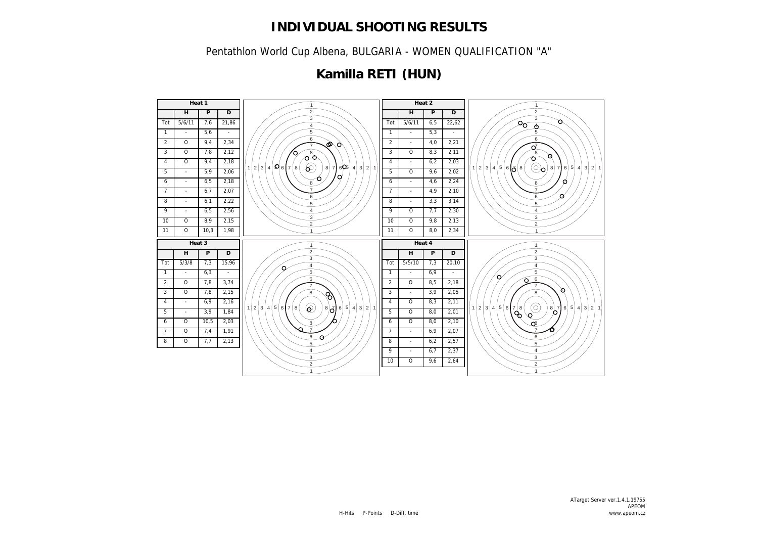# INDIVIDUAL SHOOTING RESULTS

Pentathlon World Cup Albena, BULGARIA - WOMEN QUALIFICATION "A"

## Kamilla RETI (HUN)

| Heat 1 | | | |
|---|---|---|---|
| | H | P | D |
| Tot | 5/6/11 | 7,6 | 21,86 |
| 1 | - | 5,6 | - |
| 2 | O | 9,4 | 2,34 |
| 3 | O | 7,8 | 2,12 |
| 4 | O | 9,4 | 2,18 |
| 5 | - | 5,9 | 2,06 |
| 6 | - | 6,5 | 2,18 |
| 7 | - | 6,7 | 2,07 |
| 8 | - | 6,1 | 2,22 |
| 9 | - | 6,5 | 2,56 |
| 10 | O | 8,9 | 2,15 |
| 11 | O | 10,3 | 1,98 |

| Heat 2 | | | |
|---|---|---|---|
| | H | P | D |
| Tot | 5/6/11 | 6,5 | 22,62 |
| 1 | - | 5,3 | - |
| 2 | - | 4,0 | 2,21 |
| 3 | O | 8,3 | 2,11 |
| 4 | - | 6,2 | 2,03 |
| 5 | O | 9,6 | 2,02 |
| 6 | - | 4,6 | 2,24 |
| 7 | - | 4,9 | 2,10 |
| 8 | - | 3,3 | 3,14 |
| 9 | O | 7,7 | 2,30 |
| 10 | O | 9,8 | 2,13 |
| 11 | O | 8,0 | 2,34 |

| Heat 3 | | | |
|---|---|---|---|
| | H | P | D |
| Tot | 5/3/8 | 7,3 | 15,96 |
| 1 | - | 6,3 | - |
| 2 | O | 7,8 | 3,74 |
| 3 | O | 7,8 | 2,15 |
| 4 | - | 6,9 | 2,16 |
| 5 | - | 3,9 | 1,84 |
| 6 | O | 10,5 | 2,03 |
| 7 | O | 7,4 | 1,91 |
| 8 | O | 7,7 | 2,13 |

| Heat 4 | | | |
|---|---|---|---|
| | H | P | D |
| Tot | 5/5/10 | 7,3 | 20,10 |
| 1 | - | 6,9 | - |
| 2 | O | 8,5 | 2,18 |
| 3 | - | 3,9 | 2,05 |
| 4 | O | 8,3 | 2,11 |
| 5 | O | 8,0 | 2,01 |
| 6 | O | 8,0 | 2,10 |
| 7 | - | 6,9 | 2,07 |
| 8 | - | 6,2 | 2,57 |
| 9 | - | 6,7 | 2,37 |
| 10 | O | 9,6 | 2,64 |

H-Hits P-Points D-Diff. time

ATarget Server ver.1.4.1.19755
APEOM
www.apeom.cz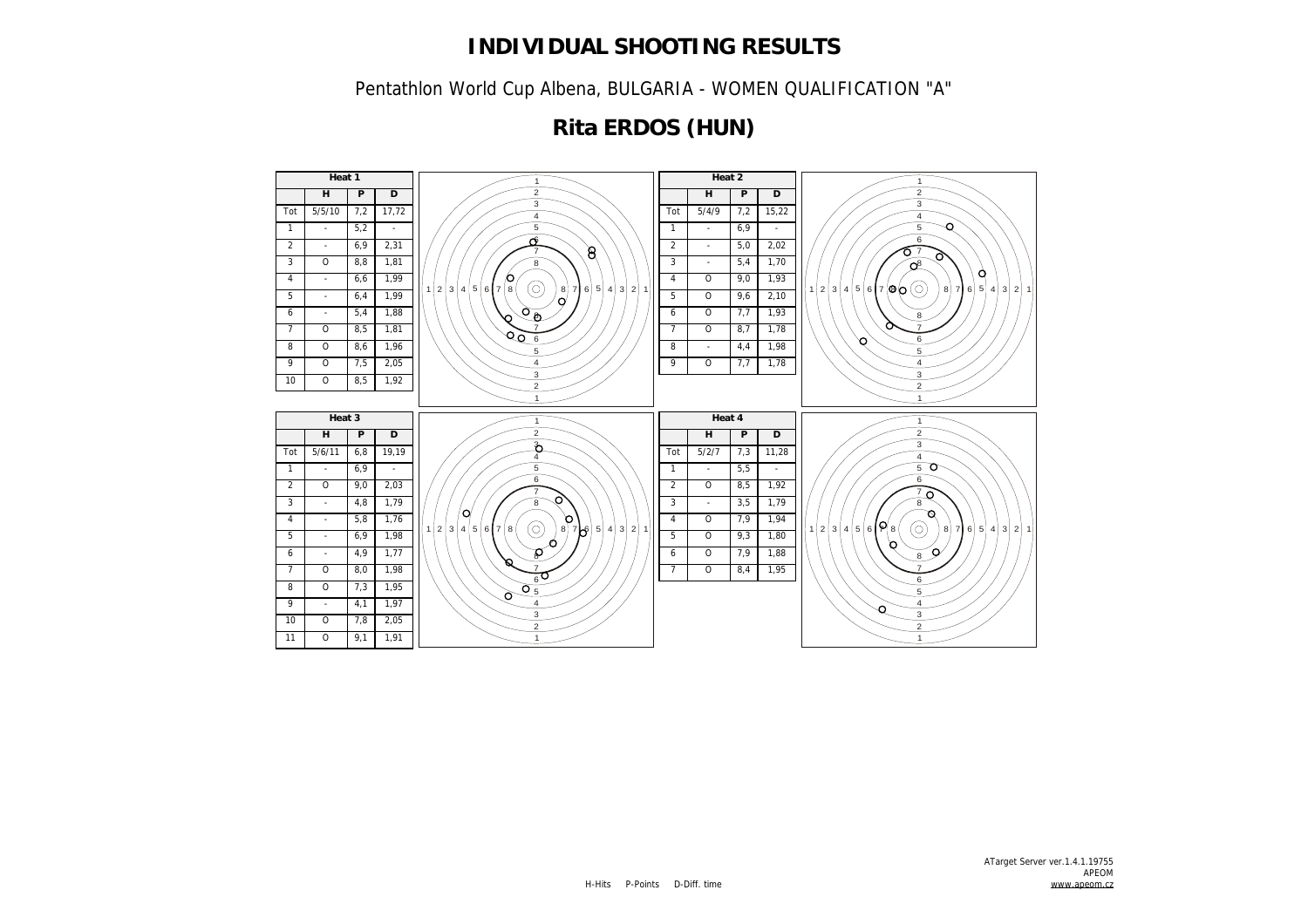# INDIVIDUAL SHOOTING RESULTS

Pentathlon World Cup Albena, BULGARIA - WOMEN QUALIFICATION "A"

## Rita ERDOS (HUN)

**Heat 1**

| | H | P | D |
|---|---|---|---|
| Tot | 5/5/10 | 7,2 | 17,72 |
| 1 | - | 5,2 | - |
| 2 | - | 6,9 | 2,31 |
| 3 | O | 8,8 | 1,81 |
| 4 | - | 6,6 | 1,99 |
| 5 | - | 6,4 | 1,99 |
| 6 | - | 5,4 | 1,88 |
| 7 | O | 8,5 | 1,81 |
| 8 | O | 8,6 | 1,96 |
| 9 | O | 7,5 | 2,05 |
| 10 | O | 8,5 | 1,92 |

**Heat 2**

| | H | P | D |
|---|---|---|---|
| Tot | 5/4/9 | 7,2 | 15,22 |
| 1 | - | 6,9 | - |
| 2 | - | 5,0 | 2,02 |
| 3 | - | 5,4 | 1,70 |
| 4 | O | 9,0 | 1,93 |
| 5 | O | 9,6 | 2,10 |
| 6 | O | 7,7 | 1,93 |
| 7 | O | 8,7 | 1,78 |
| 8 | - | 4,4 | 1,98 |
| 9 | O | 7,7 | 1,78 |

**Heat 3**

| | H | P | D |
|---|---|---|---|
| Tot | 5/6/11 | 6,8 | 19,19 |
| 1 | - | 6,9 | - |
| 2 | O | 9,0 | 2,03 |
| 3 | - | 4,8 | 1,79 |
| 4 | - | 5,8 | 1,76 |
| 5 | - | 6,9 | 1,98 |
| 6 | - | 4,9 | 1,77 |
| 7 | O | 8,0 | 1,98 |
| 8 | O | 7,3 | 1,95 |
| 9 | - | 4,1 | 1,97 |
| 10 | O | 7,8 | 2,05 |
| 11 | O | 9,1 | 1,91 |

**Heat 4**

| | H | P | D |
|---|---|---|---|
| Tot | 5/2/7 | 7,3 | 11,28 |
| 1 | - | 5,5 | - |
| 2 | O | 8,5 | 1,92 |
| 3 | - | 3,5 | 1,79 |
| 4 | O | 7,9 | 1,94 |
| 5 | O | 9,3 | 1,80 |
| 6 | O | 7,9 | 1,88 |
| 7 | O | 8,4 | 1,95 |

H-Hits P-Points D-Diff. time

ATarget Server ver.1.4.1.19755
APEOM
www.apeom.cz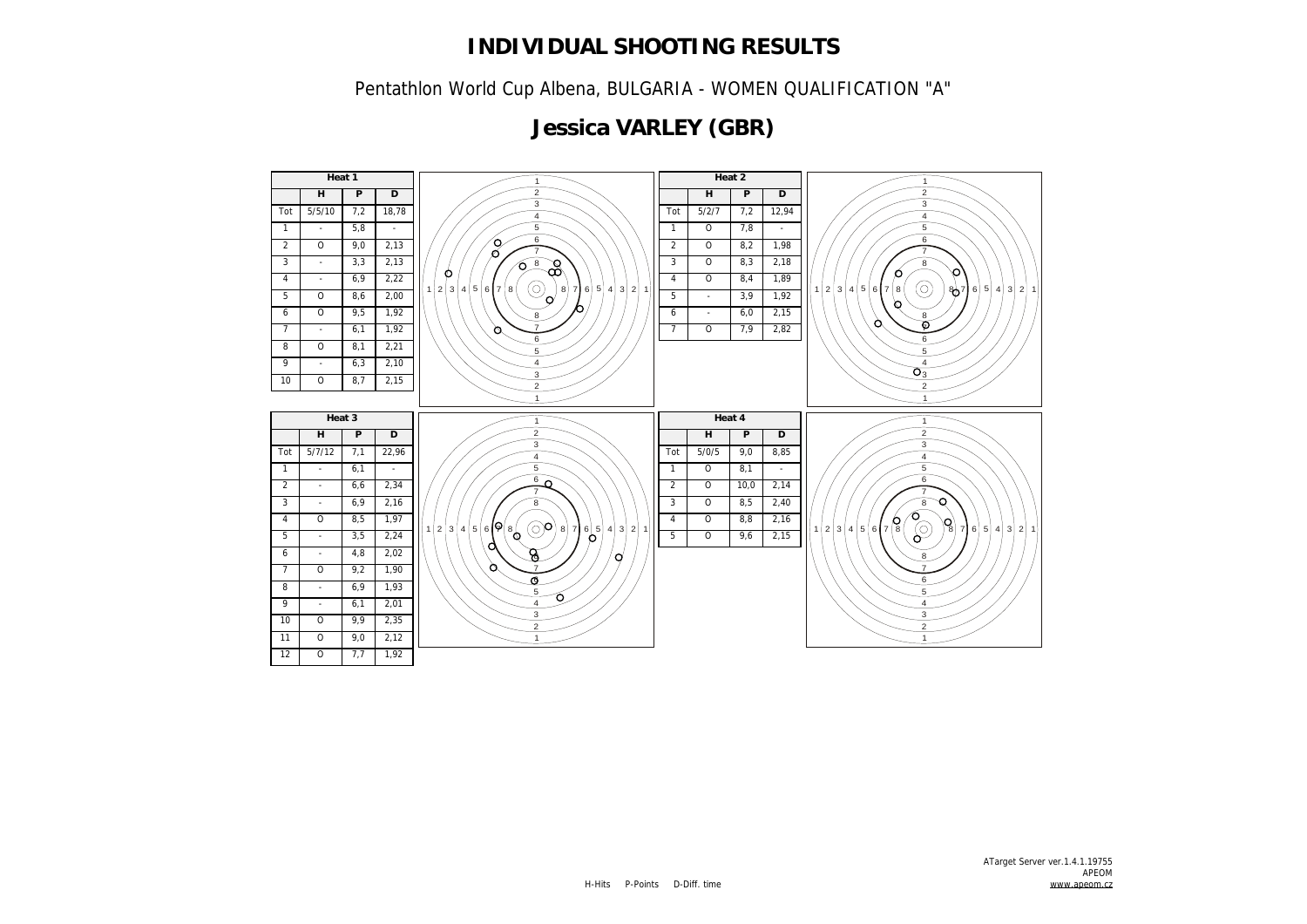# INDIVIDUAL SHOOTING RESULTS

Pentathlon World Cup Albena, BULGARIA - WOMEN QUALIFICATION "A"

## Jessica VARLEY (GBR)

**Heat 1**

| | H | P | D |
|---|---|---|---|
| Tot | 5/5/10 | 7,2 | 18,78 |
| 1 | - | 5,8 | - |
| 2 | O | 9,0 | 2,13 |
| 3 | - | 3,3 | 2,13 |
| 4 | - | 6,9 | 2,22 |
| 5 | O | 8,6 | 2,00 |
| 6 | O | 9,5 | 1,92 |
| 7 | - | 6,1 | 1,92 |
| 8 | O | 8,1 | 2,21 |
| 9 | - | 6,3 | 2,10 |
| 10 | O | 8,7 | 2,15 |

**Heat 2**

| | H | P | D |
|---|---|---|---|
| Tot | 5/2/7 | 7,2 | 12,94 |
| 1 | O | 7,8 | - |
| 2 | O | 8,2 | 1,98 |
| 3 | O | 8,3 | 2,18 |
| 4 | O | 8,4 | 1,89 |
| 5 | - | 3,9 | 1,92 |
| 6 | - | 6,0 | 2,15 |
| 7 | O | 7,9 | 2,82 |

**Heat 3**

| | H | P | D |
|---|---|---|---|
| Tot | 5/7/12 | 7,1 | 22,96 |
| 1 | - | 6,1 | - |
| 2 | - | 6,6 | 2,34 |
| 3 | - | 6,9 | 2,16 |
| 4 | O | 8,5 | 1,97 |
| 5 | - | 3,5 | 2,24 |
| 6 | - | 4,8 | 2,02 |
| 7 | O | 9,2 | 1,90 |
| 8 | - | 6,9 | 1,93 |
| 9 | - | 6,1 | 2,01 |
| 10 | O | 9,9 | 2,35 |
| 11 | O | 9,0 | 2,12 |
| 12 | O | 7,7 | 1,92 |

**Heat 4**

| | H | P | D |
|---|---|---|---|
| Tot | 5/0/5 | 9,0 | 8,85 |
| 1 | O | 8,1 | - |
| 2 | O | 10,0 | 2,14 |
| 3 | O | 8,5 | 2,40 |
| 4 | O | 8,8 | 2,16 |
| 5 | O | 9,6 | 2,15 |

H-Hits P-Points D-Diff. time

ATarget Server ver.1.4.1.19755
APEOM
www.apeom.cz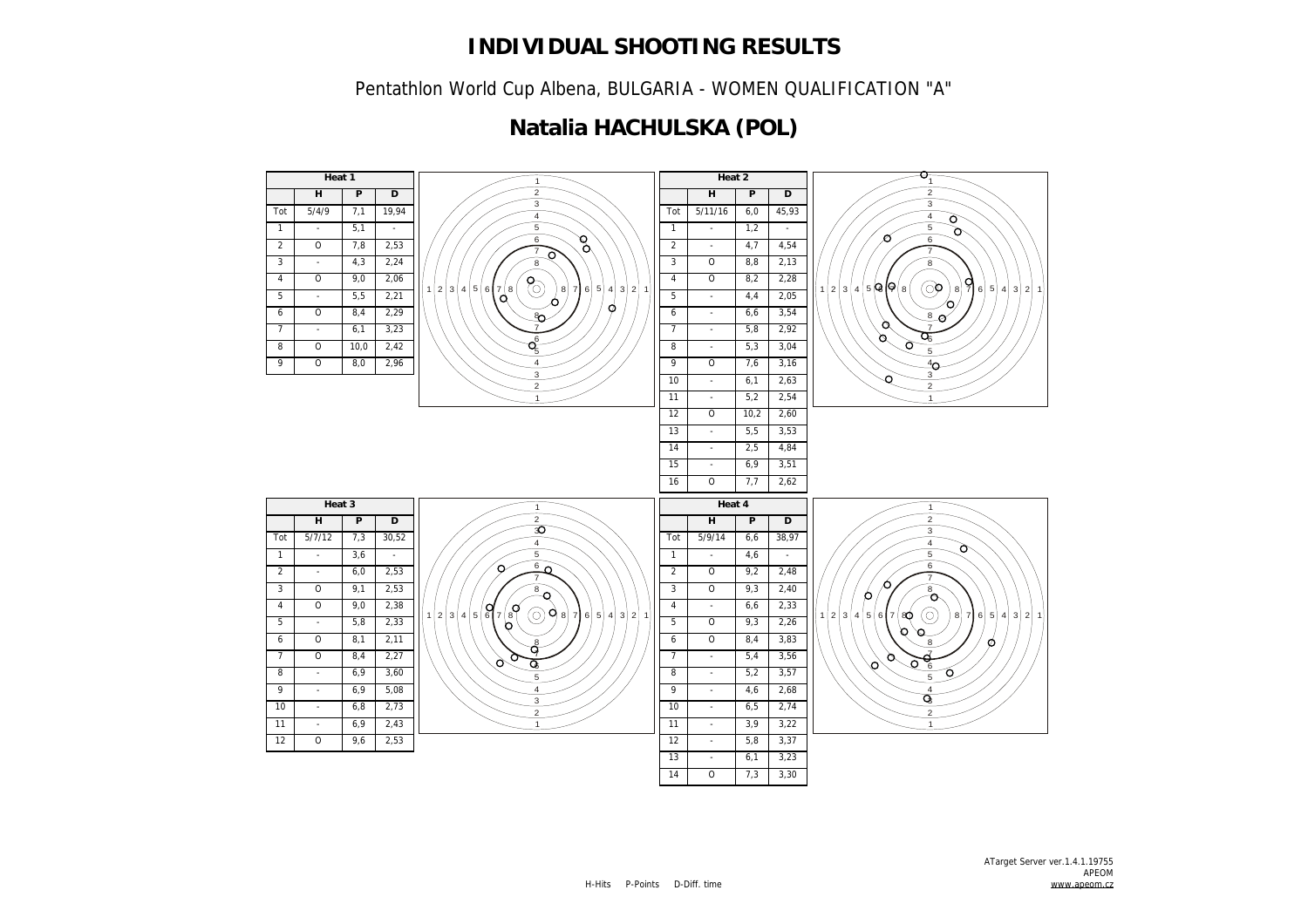# INDIVIDUAL SHOOTING RESULTS

Pentathlon World Cup Albena, BULGARIA - WOMEN QUALIFICATION "A"

## Natalia HACHULSKA (POL)

| Heat 1 | | | |
|---|---|---|---|
| | H | P | D |
| Tot | 5/4/9 | 7,1 | 19,94 |
| 1 | - | 5,1 | - |
| 2 | O | 7,8 | 2,53 |
| 3 | - | 4,3 | 2,24 |
| 4 | O | 9,0 | 2,06 |
| 5 | - | 5,5 | 2,21 |
| 6 | O | 8,4 | 2,29 |
| 7 | - | 6,1 | 3,23 |
| 8 | O | 10,0 | 2,42 |
| 9 | O | 8,0 | 2,96 |

| Heat 2 | | | |
|---|---|---|---|
| | H | P | D |
| Tot | 5/11/16 | 6,0 | 45,93 |
| 1 | - | 1,2 | - |
| 2 | - | 4,7 | 4,54 |
| 3 | O | 8,8 | 2,13 |
| 4 | O | 8,2 | 2,28 |
| 5 | - | 4,4 | 2,05 |
| 6 | - | 6,6 | 3,54 |
| 7 | - | 5,8 | 2,92 |
| 8 | - | 5,3 | 3,04 |
| 9 | O | 7,6 | 3,16 |
| 10 | - | 6,1 | 2,63 |
| 11 | - | 5,2 | 2,54 |
| 12 | O | 10,2 | 2,60 |
| 13 | - | 5,5 | 3,53 |
| 14 | - | 2,5 | 4,84 |
| 15 | - | 6,9 | 3,51 |
| 16 | O | 7,7 | 2,62 |

| Heat 3 | | | |
|---|---|---|---|
| | H | P | D |
| Tot | 5/7/12 | 7,3 | 30,52 |
| 1 | - | 3,6 | - |
| 2 | - | 6,0 | 2,53 |
| 3 | O | 9,1 | 2,53 |
| 4 | O | 9,0 | 2,38 |
| 5 | - | 5,8 | 2,33 |
| 6 | O | 8,1 | 2,11 |
| 7 | O | 8,4 | 2,27 |
| 8 | - | 6,9 | 3,60 |
| 9 | - | 6,9 | 5,08 |
| 10 | - | 6,8 | 2,73 |
| 11 | - | 6,9 | 2,43 |
| 12 | O | 9,6 | 2,53 |

| Heat 4 | | | |
|---|---|---|---|
| | H | P | D |
| Tot | 5/9/14 | 6,6 | 38,97 |
| 1 | - | 4,6 | - |
| 2 | O | 9,2 | 2,48 |
| 3 | O | 9,3 | 2,40 |
| 4 | - | 6,6 | 2,33 |
| 5 | O | 9,3 | 2,26 |
| 6 | O | 8,4 | 3,83 |
| 7 | - | 5,4 | 3,56 |
| 8 | - | 5,2 | 3,57 |
| 9 | - | 4,6 | 2,68 |
| 10 | - | 6,5 | 2,74 |
| 11 | - | 3,9 | 3,22 |
| 12 | - | 5,8 | 3,37 |
| 13 | - | 6,1 | 3,23 |
| 14 | O | 7,3 | 3,30 |

H-Hits P-Points D-Diff. time

ATarget Server ver.1.4.1.19755
APEOM
www.apeom.cz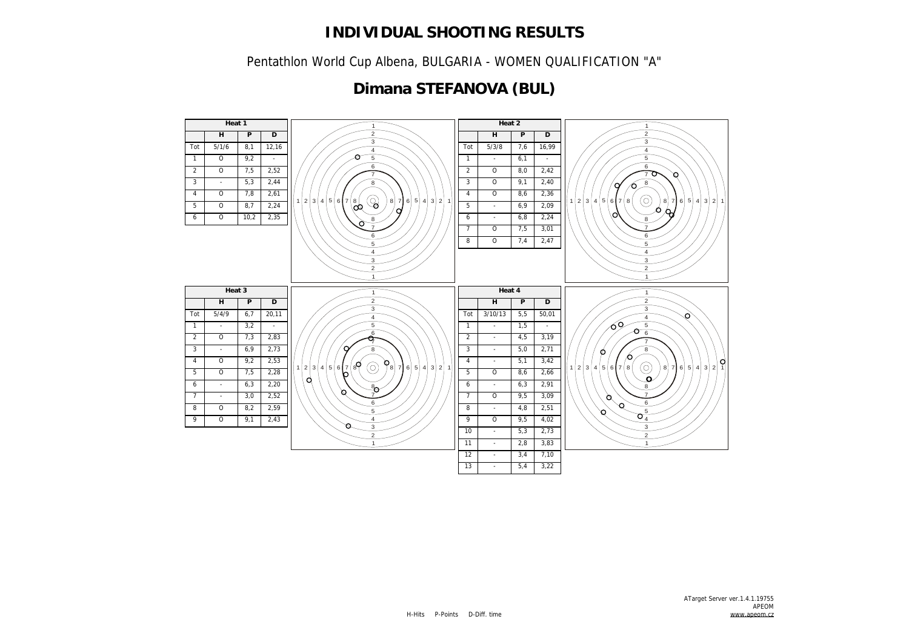# INDIVIDUAL SHOOTING RESULTS

Pentathlon World Cup Albena, BULGARIA - WOMEN QUALIFICATION "A"

## Dimana STEFANOVA (BUL)

**Heat 1**

| | H | P | D |
|---|---|---|---|
| Tot | 5/1/6 | 8,1 | 12,16 |
| 1 | O | 9,2 | - |
| 2 | O | 7,5 | 2,52 |
| 3 | - | 5,3 | 2,44 |
| 4 | O | 7,8 | 2,61 |
| 5 | O | 8,7 | 2,24 |
| 6 | O | 10,2 | 2,35 |

**Heat 2**

| | H | P | D |
|---|---|---|---|
| Tot | 5/3/8 | 7,6 | 16,99 |
| 1 | - | 6,1 | - |
| 2 | O | 8,0 | 2,42 |
| 3 | O | 9,1 | 2,40 |
| 4 | O | 8,6 | 2,36 |
| 5 | - | 6,9 | 2,09 |
| 6 | - | 6,8 | 2,24 |
| 7 | O | 7,5 | 3,01 |
| 8 | O | 7,4 | 2,47 |

**Heat 3**

| | H | P | D |
|---|---|---|---|
| Tot | 5/4/9 | 6,7 | 20,11 |
| 1 | - | 3,2 | - |
| 2 | O | 7,3 | 2,83 |
| 3 | - | 6,9 | 2,73 |
| 4 | O | 9,2 | 2,53 |
| 5 | O | 7,5 | 2,28 |
| 6 | - | 6,3 | 2,20 |
| 7 | - | 3,0 | 2,52 |
| 8 | O | 8,2 | 2,59 |
| 9 | O | 9,1 | 2,43 |

**Heat 4**

| | H | P | D |
|---|---|---|---|
| Tot | 3/10/13 | 5,5 | 50,01 |
| 1 | - | 1,5 | - |
| 2 | - | 4,5 | 3,19 |
| 3 | - | 5,0 | 2,71 |
| 4 | - | 5,1 | 3,42 |
| 5 | O | 8,6 | 2,66 |
| 6 | - | 6,3 | 2,91 |
| 7 | O | 9,5 | 3,09 |
| 8 | - | 4,8 | 2,51 |
| 9 | O | 9,5 | 4,02 |
| 10 | - | 5,3 | 2,73 |
| 11 | - | 2,8 | 3,83 |
| 12 | - | 3,4 | 7,10 |
| 13 | - | 5,4 | 3,22 |

H-Hits P-Points D-Diff. time

ATarget Server ver.1.4.1.19755
APEOM
www.apeom.cz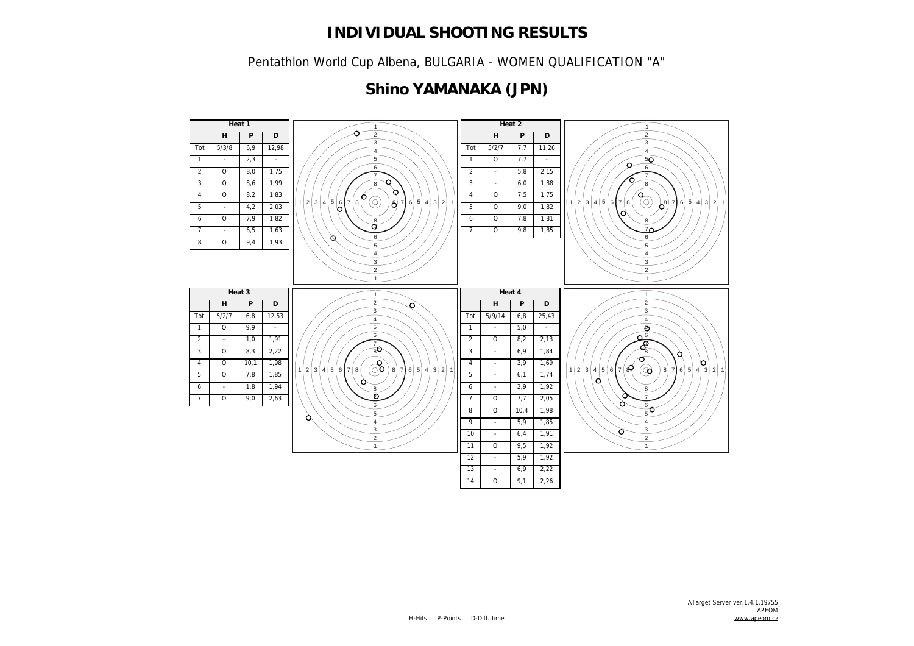# INDIVIDUAL SHOOTING RESULTS

Pentathlon World Cup Albena, BULGARIA - WOMEN QUALIFICATION "A"

## Shino YAMANAKA (JPN)

**Heat 1**

| | H | P | D |
|---|---|---|---|
| Tot | 5/3/8 | 6,9 | 12,98 |
| 1 | - | 2,3 | - |
| 2 | O | 8,0 | 1,75 |
| 3 | O | 8,6 | 1,99 |
| 4 | O | 8,2 | 1,83 |
| 5 | - | 4,2 | 2,03 |
| 6 | O | 7,9 | 1,82 |
| 7 | - | 6,5 | 1,63 |
| 8 | O | 9,4 | 1,93 |

**Heat 2**

| | H | P | D |
|---|---|---|---|
| Tot | 5/2/7 | 7,7 | 11,26 |
| 1 | O | 7,7 | - |
| 2 | - | 5,8 | 2,15 |
| 3 | - | 6,0 | 1,88 |
| 4 | O | 7,5 | 1,75 |
| 5 | O | 9,0 | 1,82 |
| 6 | O | 7,8 | 1,81 |
| 7 | O | 9,8 | 1,85 |

**Heat 3**

| | H | P | D |
|---|---|---|---|
| Tot | 5/2/7 | 6,8 | 12,53 |
| 1 | O | 9,9 | - |
| 2 | - | 1,0 | 1,91 |
| 3 | O | 8,3 | 2,22 |
| 4 | O | 10,1 | 1,98 |
| 5 | O | 7,8 | 1,85 |
| 6 | - | 1,8 | 1,94 |
| 7 | O | 9,0 | 2,63 |

**Heat 4**

| | H | P | D |
|---|---|---|---|
| Tot | 5/9/14 | 6,8 | 25,43 |
| 1 | - | 5,0 | - |
| 2 | O | 8,2 | 2,13 |
| 3 | - | 6,9 | 1,84 |
| 4 | - | 3,9 | 1,69 |
| 5 | - | 6,1 | 1,74 |
| 6 | - | 2,9 | 1,92 |
| 7 | O | 7,7 | 2,05 |
| 8 | O | 10,4 | 1,98 |
| 9 | - | 5,9 | 1,85 |
| 10 | - | 6,4 | 1,91 |
| 11 | O | 9,5 | 1,92 |
| 12 | - | 5,9 | 1,92 |
| 13 | - | 6,9 | 2,22 |
| 14 | O | 9,1 | 2,26 |

H-Hits P-Points D-Diff. time

ATarget Server ver.1.4.1.19755
APEOM
www.apeom.cz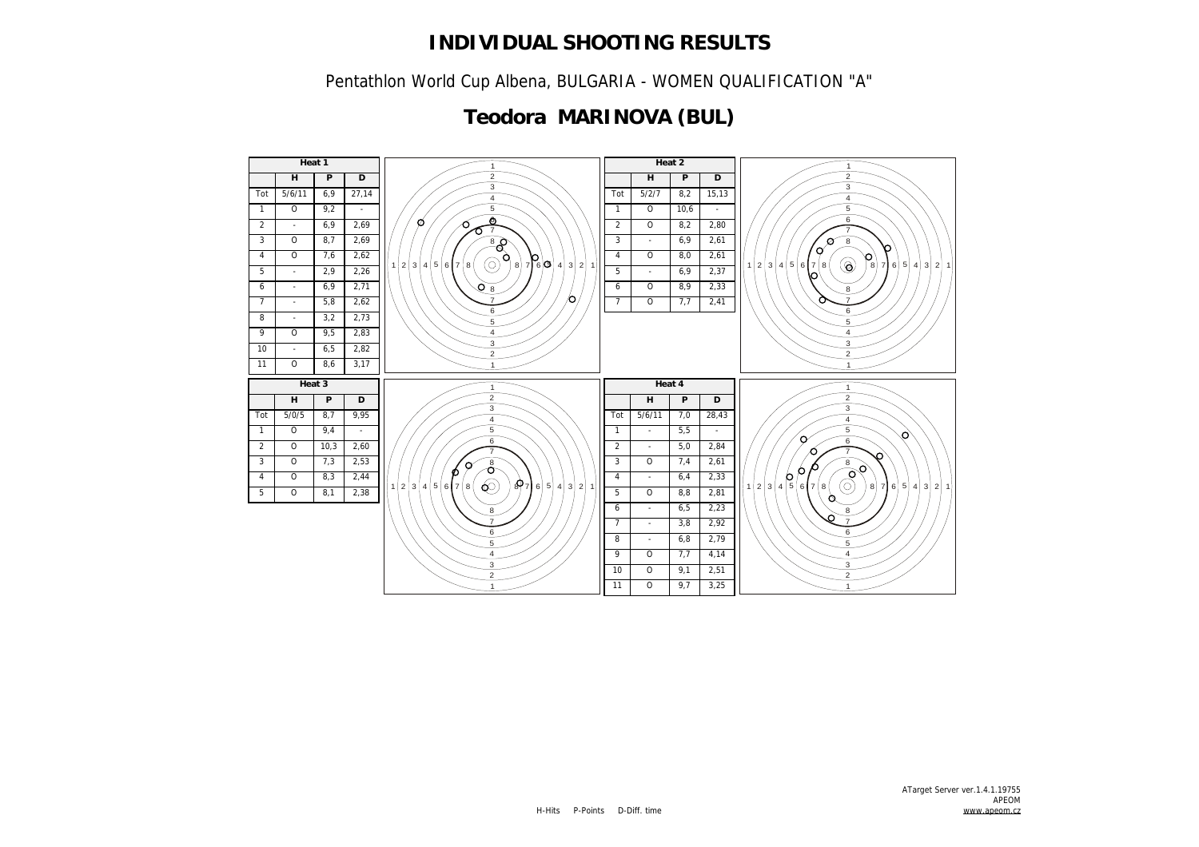# INDIVIDUAL SHOOTING RESULTS

Pentathlon World Cup Albena, BULGARIA - WOMEN QUALIFICATION "A"

## Teodora MARINOVA (BUL)

**Heat 1**

| | H | P | D |
|---|---|---|---|
| Tot | 5/6/11 | 6,9 | 27,14 |
| 1 | O | 9,2 | - |
| 2 | - | 6,9 | 2,69 |
| 3 | O | 8,7 | 2,69 |
| 4 | O | 7,6 | 2,62 |
| 5 | - | 2,9 | 2,26 |
| 6 | - | 6,9 | 2,71 |
| 7 | - | 5,8 | 2,62 |
| 8 | - | 3,2 | 2,73 |
| 9 | O | 9,5 | 2,83 |
| 10 | - | 6,5 | 2,82 |
| 11 | O | 8,6 | 3,17 |

**Heat 2**

| | H | P | D |
|---|---|---|---|
| Tot | 5/2/7 | 8,2 | 15,13 |
| 1 | O | 10,6 | - |
| 2 | O | 8,2 | 2,80 |
| 3 | - | 6,9 | 2,61 |
| 4 | O | 8,0 | 2,61 |
| 5 | - | 6,9 | 2,37 |
| 6 | O | 8,9 | 2,33 |
| 7 | O | 7,7 | 2,41 |

**Heat 3**

| | H | P | D |
|---|---|---|---|
| Tot | 5/0/5 | 8,7 | 9,95 |
| 1 | O | 9,4 | - |
| 2 | O | 10,3 | 2,60 |
| 3 | O | 7,3 | 2,53 |
| 4 | O | 8,3 | 2,44 |
| 5 | O | 8,1 | 2,38 |

**Heat 4**

| | H | P | D |
|---|---|---|---|
| Tot | 5/6/11 | 7,0 | 28,43 |
| 1 | - | 5,5 | - |
| 2 | - | 5,0 | 2,84 |
| 3 | O | 7,4 | 2,61 |
| 4 | - | 6,4 | 2,33 |
| 5 | O | 8,8 | 2,81 |
| 6 | - | 6,5 | 2,23 |
| 7 | - | 3,8 | 2,92 |
| 8 | - | 6,8 | 2,79 |
| 9 | O | 7,7 | 4,14 |
| 10 | O | 9,1 | 2,51 |
| 11 | O | 9,7 | 3,25 |

H-Hits P-Points D-Diff. time

ATarget Server ver.1.4.1.19755
APEOM
www.apeom.cz